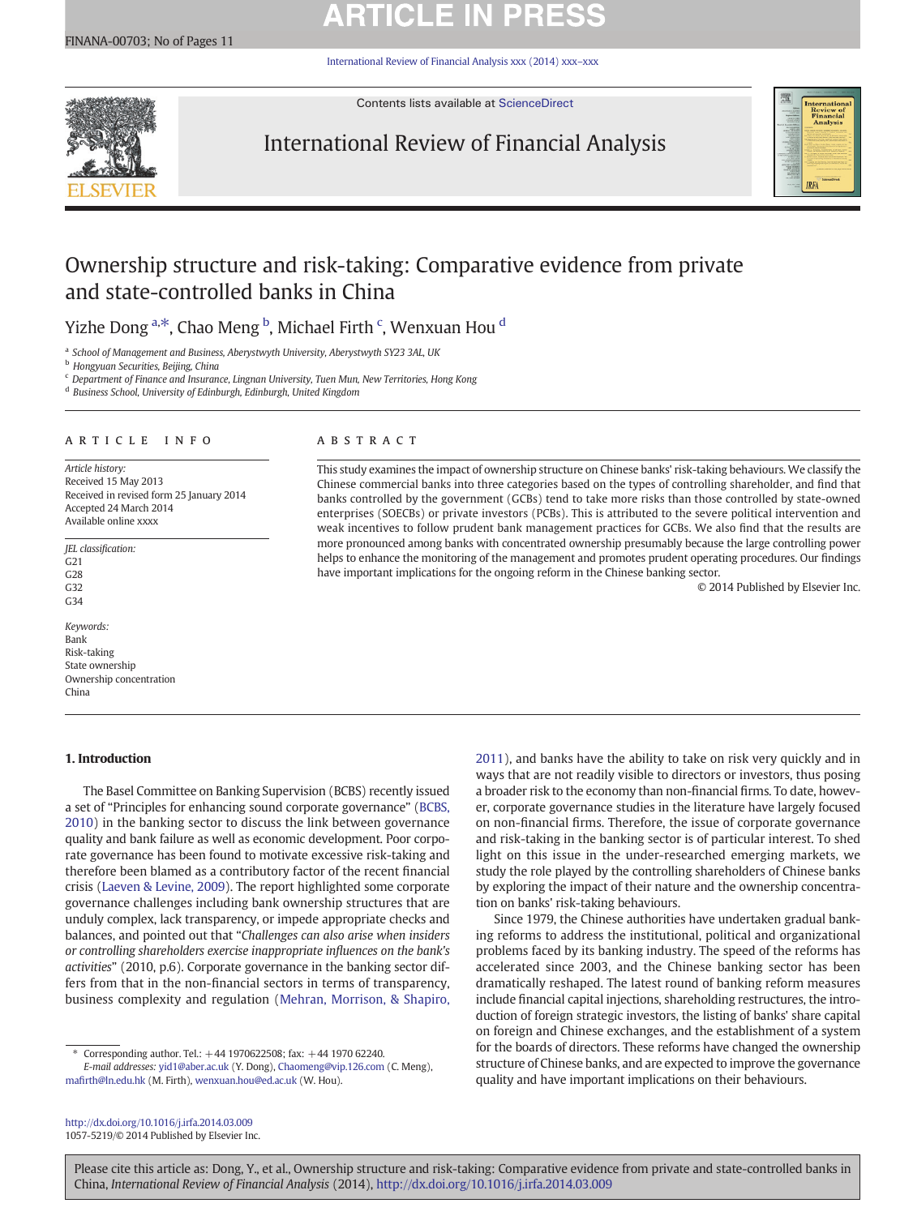# Ownership structure and risk-taking: Comparative evidence from private and state-controlled banks in China

Yizhe Dong [a,*], Chao Meng [b], Michael Firth [c], Wenxuan Hou [d]

[a] School of Management and Business, Aberystwyth University, Aberystwyth SY23 3AL, UK
[b] Hongyuan Securities, Beijing, China
[c] Department of Finance and Insurance, Lingnan University, Tuen Mun, New Territories, Hong Kong
[d] Business School, University of Edinburgh, Edinburgh, United Kingdom

## ARTICLE INFO

*Article history:*
Received 15 May 2013
Received in revised form 25 January 2014
Accepted 24 March 2014
Available online xxxx

*JEL classification:*
G21
G28
G32
G34

*Keywords:*
Bank
Risk-taking
State ownership
Ownership concentration
China

## ABSTRACT

This study examines the impact of ownership structure on Chinese banks' risk-taking behaviours. We classify the Chinese commercial banks into three categories based on the types of controlling shareholder, and find that banks controlled by the government (GCBs) tend to take more risks than those controlled by state-owned enterprises (SOECBs) or private investors (PCBs). This is attributed to the severe political intervention and weak incentives to follow prudent bank management practices for GCBs. We also find that the results are more pronounced among banks with concentrated ownership presumably because the large controlling power helps to enhance the monitoring of the management and promotes prudent operating procedures. Our findings have important implications for the ongoing reform in the Chinese banking sector.

© 2014 Published by Elsevier Inc.

## 1. Introduction

The Basel Committee on Banking Supervision (BCBS) recently issued a set of "Principles for enhancing sound corporate governance" (BCBS, 2010) in the banking sector to discuss the link between governance quality and bank failure as well as economic development. Poor corporate governance has been found to motivate excessive risk-taking and therefore been blamed as a contributory factor of the recent financial crisis (Laeven & Levine, 2009). The report highlighted some corporate governance challenges including bank ownership structures that are unduly complex, lack transparency, or impede appropriate checks and balances, and pointed out that "*Challenges can also arise when insiders or controlling shareholders exercise inappropriate influences on the bank's activities*" (2010, p.6). Corporate governance in the banking sector differs from that in the non-financial sectors in terms of transparency, business complexity and regulation (Mehran, Morrison, & Shapiro, 2011), and banks have the ability to take on risk very quickly and in ways that are not readily visible to directors or investors, thus posing a broader risk to the economy than non-financial firms. To date, however, corporate governance studies in the literature have largely focused on non-financial firms. Therefore, the issue of corporate governance and risk-taking in the banking sector is of particular interest. To shed light on this issue in the under-researched emerging markets, we study the role played by the controlling shareholders of Chinese banks by exploring the impact of their nature and the ownership concentration on banks' risk-taking behaviours.

Since 1979, the Chinese authorities have undertaken gradual banking reforms to address the institutional, political and organizational problems faced by its banking industry. The speed of the reforms has accelerated since 2003, and the Chinese banking sector has been dramatically reshaped. The latest round of banking reform measures include financial capital injections, shareholding restructures, the introduction of foreign strategic investors, the listing of banks' share capital on foreign and Chinese exchanges, and the establishment of a system for the boards of directors. These reforms have changed the ownership structure of Chinese banks, and are expected to improve the governance quality and have important implications on their behaviours.

* Corresponding author. Tel.: +44 1970622508; fax: +44 1970 62240.
*E-mail addresses:* yid1@aber.ac.uk (Y. Dong), Chaomeng@vip.126.com (C. Meng), mafirth@ln.edu.hk (M. Firth), wenxuan.hou@ed.ac.uk (W. Hou).

http://dx.doi.org/10.1016/j.irfa.2014.03.009
1057-5219/© 2014 Published by Elsevier Inc.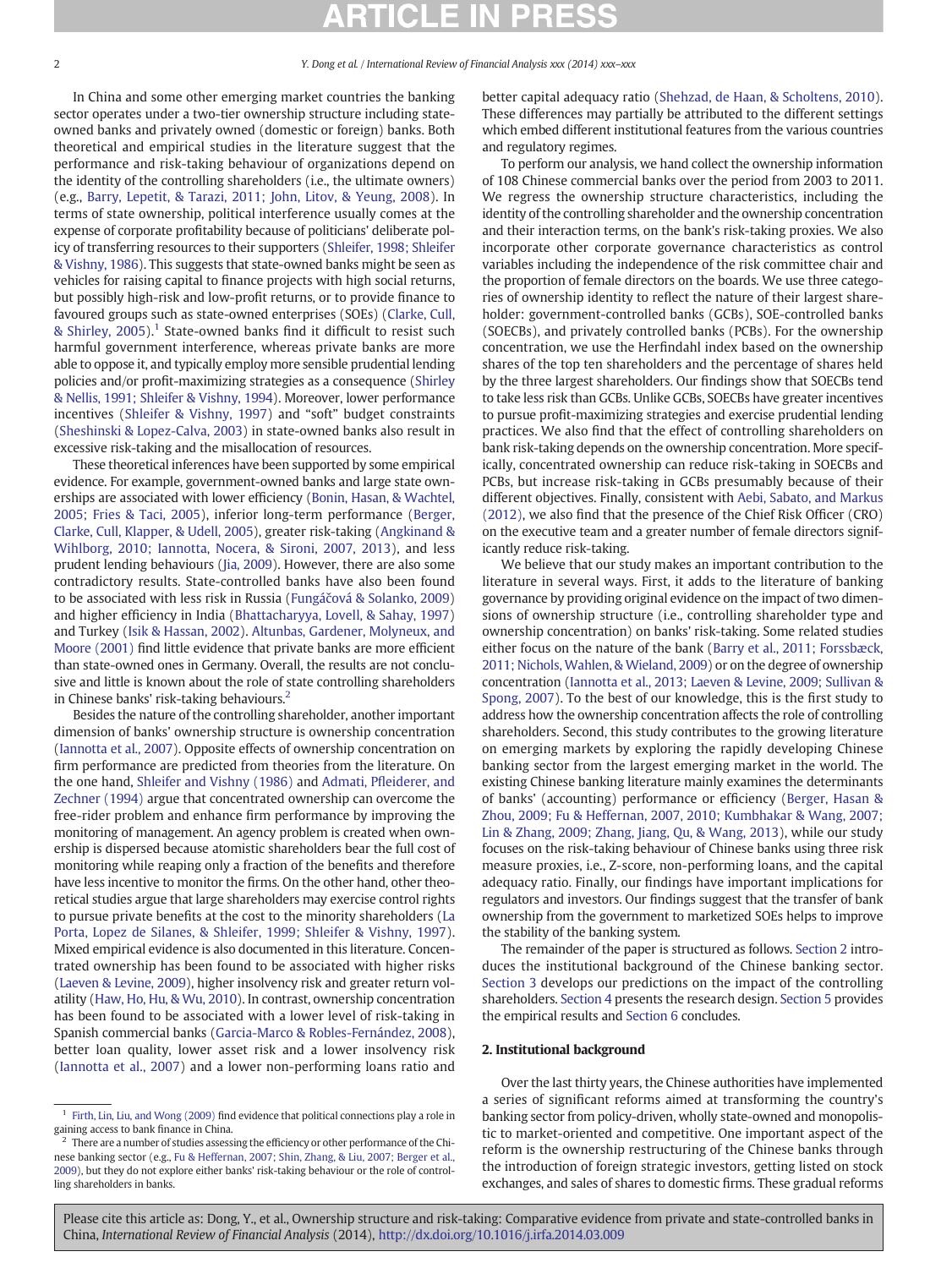In China and some other emerging market countries the banking sector operates under a two-tier ownership structure including state-owned banks and privately owned (domestic or foreign) banks. Both theoretical and empirical studies in the literature suggest that the performance and risk-taking behaviour of organizations depend on the identity of the controlling shareholders (i.e., the ultimate owners) (e.g., Barry, Lepetit, & Tarazi, 2011; John, Litov, & Yeung, 2008). In terms of state ownership, political interference usually comes at the expense of corporate profitability because of politicians' deliberate policy of transferring resources to their supporters (Shleifer, 1998; Shleifer & Vishny, 1986). This suggests that state-owned banks might be seen as vehicles for raising capital to finance projects with high social returns, but possibly high-risk and low-profit returns, or to provide finance to favoured groups such as state-owned enterprises (SOEs) (Clarke, Cull, & Shirley, 2005).[1] State-owned banks find it difficult to resist such harmful government interference, whereas private banks are more able to oppose it, and typically employ more sensible prudential lending policies and/or profit-maximizing strategies as a consequence (Shirley & Nellis, 1991; Shleifer & Vishny, 1994). Moreover, lower performance incentives (Shleifer & Vishny, 1997) and "soft" budget constraints (Sheshinski & Lopez-Calva, 2003) in state-owned banks also result in excessive risk-taking and the misallocation of resources.

These theoretical inferences have been supported by some empirical evidence. For example, government-owned banks and large state ownerships are associated with lower efficiency (Bonin, Hasan, & Wachtel, 2005; Fries & Taci, 2005), inferior long-term performance (Berger, Clarke, Cull, Klapper, & Udell, 2005), greater risk-taking (Angkinand & Wihlborg, 2010; Iannotta, Nocera, & Sironi, 2007, 2013), and less prudent lending behaviours (Jia, 2009). However, there are also some contradictory results. State-controlled banks have also been found to be associated with less risk in Russia (Fungáčová & Solanko, 2009) and higher efficiency in India (Bhattacharyya, Lovell, & Sahay, 1997) and Turkey (Isik & Hassan, 2002). Altunbas, Gardener, Molyneux, and Moore (2001) find little evidence that private banks are more efficient than state-owned ones in Germany. Overall, the results are not conclusive and little is known about the role of state controlling shareholders in Chinese banks' risk-taking behaviours.[2]

Besides the nature of the controlling shareholder, another important dimension of banks' ownership structure is ownership concentration (Iannotta et al., 2007). Opposite effects of ownership concentration on firm performance are predicted from theories from the literature. On the one hand, Shleifer and Vishny (1986) and Admati, Pfleiderer, and Zechner (1994) argue that concentrated ownership can overcome the free-rider problem and enhance firm performance by improving the monitoring of management. An agency problem is created when ownership is dispersed because atomistic shareholders bear the full cost of monitoring while reaping only a fraction of the benefits and therefore have less incentive to monitor the firms. On the other hand, other theoretical studies argue that large shareholders may exercise control rights to pursue private benefits at the cost to the minority shareholders (La Porta, Lopez de Silanes, & Shleifer, 1999; Shleifer & Vishny, 1997). Mixed empirical evidence is also documented in this literature. Concentrated ownership has been found to be associated with higher risks (Laeven & Levine, 2009), higher insolvency risk and greater return volatility (Haw, Ho, Hu, & Wu, 2010). In contrast, ownership concentration has been found to be associated with a lower level of risk-taking in Spanish commercial banks (Garcia-Marco & Robles-Fernández, 2008), better loan quality, lower asset risk and a lower insolvency risk (Iannotta et al., 2007) and a lower non-performing loans ratio and better capital adequacy ratio (Shehzad, de Haan, & Scholtens, 2010). These differences may partially be attributed to the different settings which embed different institutional features from the various countries and regulatory regimes.

To perform our analysis, we hand collect the ownership information of 108 Chinese commercial banks over the period from 2003 to 2011. We regress the ownership structure characteristics, including the identity of the controlling shareholder and the ownership concentration and their interaction terms, on the bank's risk-taking proxies. We also incorporate other corporate governance characteristics as control variables including the independence of the risk committee chair and the proportion of female directors on the boards. We use three categories of ownership identity to reflect the nature of their largest shareholder: government-controlled banks (GCBs), SOE-controlled banks (SOECBs), and privately controlled banks (PCBs). For the ownership concentration, we use the Herfindahl index based on the ownership shares of the top ten shareholders and the percentage of shares held by the three largest shareholders. Our findings show that SOECBs tend to take less risk than GCBs. Unlike GCBs, SOECBs have greater incentives to pursue profit-maximizing strategies and exercise prudential lending practices. We also find that the effect of controlling shareholders on bank risk-taking depends on the ownership concentration. More specifically, concentrated ownership can reduce risk-taking in SOECBs and PCBs, but increase risk-taking in GCBs presumably because of their different objectives. Finally, consistent with Aebi, Sabato, and Markus (2012), we also find that the presence of the Chief Risk Officer (CRO) on the executive team and a greater number of female directors significantly reduce risk-taking.

We believe that our study makes an important contribution to the literature in several ways. First, it adds to the literature of banking governance by providing original evidence on the impact of two dimensions of ownership structure (i.e., controlling shareholder type and ownership concentration) on banks' risk-taking. Some related studies either focus on the nature of the bank (Barry et al., 2011; Forssbæck, 2011; Nichols, Wahlen, & Wieland, 2009) or on the degree of ownership concentration (Iannotta et al., 2013; Laeven & Levine, 2009; Sullivan & Spong, 2007). To the best of our knowledge, this is the first study to address how the ownership concentration affects the role of controlling shareholders. Second, this study contributes to the growing literature on emerging markets by exploring the rapidly developing Chinese banking sector from the largest emerging market in the world. The existing Chinese banking literature mainly examines the determinants of banks' (accounting) performance or efficiency (Berger, Hasan & Zhou, 2009; Fu & Heffernan, 2007, 2010; Kumbhakar & Wang, 2007; Lin & Zhang, 2009; Zhang, Jiang, Qu, & Wang, 2013), while our study focuses on the risk-taking behaviour of Chinese banks using three risk measure proxies, i.e., Z-score, non-performing loans, and the capital adequacy ratio. Finally, our findings have important implications for regulators and investors. Our findings suggest that the transfer of bank ownership from the government to marketized SOEs helps to improve the stability of the banking system.

The remainder of the paper is structured as follows. Section 2 introduces the institutional background of the Chinese banking sector. Section 3 develops our predictions on the impact of the controlling shareholders. Section 4 presents the research design. Section 5 provides the empirical results and Section 6 concludes.

## 2. Institutional background

Over the last thirty years, the Chinese authorities have implemented a series of significant reforms aimed at transforming the country's banking sector from policy-driven, wholly state-owned and monopolistic to market-oriented and competitive. One important aspect of the reform is the ownership restructuring of the Chinese banks through the introduction of foreign strategic investors, getting listed on stock exchanges, and sales of shares to domestic firms. These gradual reforms

---

[1] Firth, Lin, Liu, and Wong (2009) find evidence that political connections play a role in gaining access to bank finance in China.

[2] There are a number of studies assessing the efficiency or other performance of the Chinese banking sector (e.g., Fu & Heffernan, 2007; Shin, Zhang, & Liu, 2007; Berger et al., 2009), but they do not explore either banks' risk-taking behaviour or the role of controlling shareholders in banks.

Please cite this article as: Dong, Y., et al., Ownership structure and risk-taking: Comparative evidence from private and state-controlled banks in China, *International Review of Financial Analysis* (2014), http://dx.doi.org/10.1016/j.irfa.2014.03.009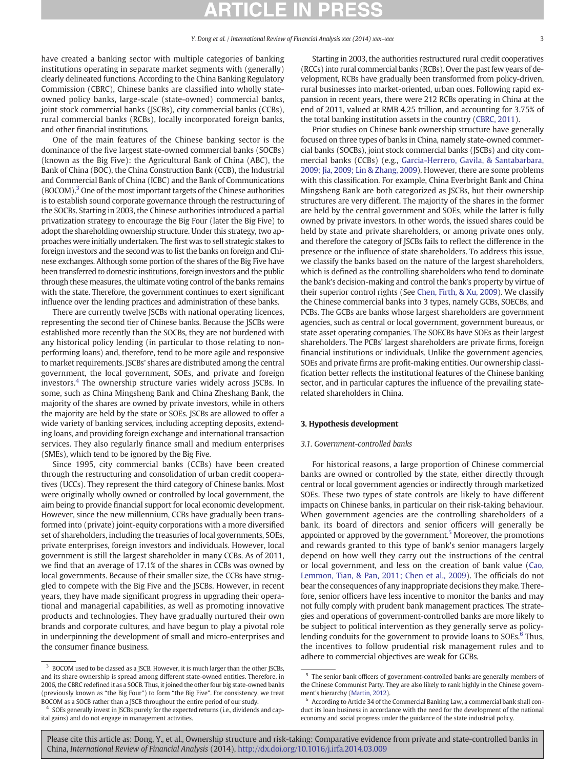have created a banking sector with multiple categories of banking institutions operating in separate market segments with (generally) clearly delineated functions. According to the China Banking Regulatory Commission (CBRC), Chinese banks are classified into wholly state-owned policy banks, large-scale (state-owned) commercial banks, joint stock commercial banks (JSCBs), city commercial banks (CCBs), rural commercial banks (RCBs), locally incorporated foreign banks, and other financial institutions.

One of the main features of the Chinese banking sector is the dominance of the five largest state-owned commercial banks (SOCBs) (known as the Big Five): the Agricultural Bank of China (ABC), the Bank of China (BOC), the China Construction Bank (CCB), the Industrial and Commercial Bank of China (ICBC) and the Bank of Communications (BOCOM).[3] One of the most important targets of the Chinese authorities is to establish sound corporate governance through the restructuring of the SOCBs. Starting in 2003, the Chinese authorities introduced a partial privatization strategy to encourage the Big Four (later the Big Five) to adopt the shareholding ownership structure. Under this strategy, two approaches were initially undertaken. The first was to sell strategic stakes to foreign investors and the second was to list the banks on foreign and Chinese exchanges. Although some portion of the shares of the Big Five have been transferred to domestic institutions, foreign investors and the public through these measures, the ultimate voting control of the banks remains with the state. Therefore, the government continues to exert significant influence over the lending practices and administration of these banks.

There are currently twelve JSCBs with national operating licences, representing the second tier of Chinese banks. Because the JSCBs were established more recently than the SOCBs, they are not burdened with any historical policy lending (in particular to those relating to non-performing loans) and, therefore, tend to be more agile and responsive to market requirements. JSCBs' shares are distributed among the central government, the local government, SOEs, and private and foreign investors.[4] The ownership structure varies widely across JSCBs. In some, such as China Mingsheng Bank and China Zheshang Bank, the majority of the shares are owned by private investors, while in others the majority are held by the state or SOEs. JSCBs are allowed to offer a wide variety of banking services, including accepting deposits, extending loans, and providing foreign exchange and international transaction services. They also regularly finance small and medium enterprises (SMEs), which tend to be ignored by the Big Five.

Since 1995, city commercial banks (CCBs) have been created through the restructuring and consolidation of urban credit cooperatives (UCCs). They represent the third category of Chinese banks. Most were originally wholly owned or controlled by local government, the aim being to provide financial support for local economic development. However, since the new millennium, CCBs have gradually been transformed into (private) joint-equity corporations with a more diversified set of shareholders, including the treasuries of local governments, SOEs, private enterprises, foreign investors and individuals. However, local government is still the largest shareholder in many CCBs. As of 2011, we find that an average of 17.1% of the shares in CCBs was owned by local governments. Because of their smaller size, the CCBs have struggled to compete with the Big Five and the JSCBs. However, in recent years, they have made significant progress in upgrading their operational and managerial capabilities, as well as promoting innovative products and technologies. They have gradually nurtured their own brands and corporate cultures, and have begun to play a pivotal role in underpinning the development of small and micro-enterprises and the consumer finance business.

Starting in 2003, the authorities restructured rural credit cooperatives (RCCs) into rural commercial banks (RCBs). Over the past few years of development, RCBs have gradually been transformed from policy-driven, rural businesses into market-oriented, urban ones. Following rapid expansion in recent years, there were 212 RCBs operating in China at the end of 2011, valued at RMB 4.25 trillion, and accounting for 3.75% of the total banking institution assets in the country (CBRC, 2011).

Prior studies on Chinese bank ownership structure have generally focused on three types of banks in China, namely state-owned commercial banks (SOCBs), joint stock commercial banks (JSCBs) and city commercial banks (CCBs) (e.g., Garcia-Herrero, Gavila, & Santabarbara, 2009; Jia, 2009; Lin & Zhang, 2009). However, there are some problems with this classification. For example, China Everbright Bank and China Mingsheng Bank are both categorized as JSCBs, but their ownership structures are very different. The majority of the shares in the former are held by the central government and SOEs, while the latter is fully owned by private investors. In other words, the issued shares could be held by state and private shareholders, or among private ones only, and therefore the category of JSCBs fails to reflect the difference in the presence or the influence of state shareholders. To address this issue, we classify the banks based on the nature of the largest shareholders, which is defined as the controlling shareholders who tend to dominate the bank's decision-making and control the bank's property by virtue of their superior control rights (See Chen, Firth, & Xu, 2009). We classify the Chinese commercial banks into 3 types, namely GCBs, SOECBs, and PCBs. The GCBs are banks whose largest shareholders are government agencies, such as central or local government, government bureaus, or state asset operating companies. The SOECBs have SOEs as their largest shareholders. The PCBs' largest shareholders are private firms, foreign financial institutions or individuals. Unlike the government agencies, SOEs and private firms are profit-making entities. Our ownership classification better reflects the institutional features of the Chinese banking sector, and in particular captures the influence of the prevailing state-related shareholders in China.

## 3. Hypothesis development

### 3.1. Government-controlled banks

For historical reasons, a large proportion of Chinese commercial banks are owned or controlled by the state, either directly through central or local government agencies or indirectly through marketized SOEs. These two types of state controls are likely to have different impacts on Chinese banks, in particular on their risk-taking behaviour. When government agencies are the controlling shareholders of a bank, its board of directors and senior officers will generally be appointed or approved by the government.[5] Moreover, the promotions and rewards granted to this type of bank's senior managers largely depend on how well they carry out the instructions of the central or local government, and less on the creation of bank value (Cao, Lemmon, Tian, & Pan, 2011; Chen et al., 2009). The officials do not bear the consequences of any inappropriate decisions they make. Therefore, senior officers have less incentive to monitor the banks and may not fully comply with prudent bank management practices. The strategies and operations of government-controlled banks are more likely to be subject to political intervention as they generally serve as policy-lending conduits for the government to provide loans to SOEs.[6] Thus, the incentives to follow prudential risk management rules and to adhere to commercial objectives are weak for GCBs.

---

[3] BOCOM used to be classed as a JSCB. However, it is much larger than the other JSCBs, and its share ownership is spread among different state-owned entities. Therefore, in 2006, the CBRC redefined it as a SOCB. Thus, it joined the other four big state-owned banks (previously known as "the Big Four") to form "the Big Five". For consistency, we treat BOCOM as a SOCB rather than a JSCB throughout the entire period of our study.

[4] SOEs generally invest in JSCBs purely for the expected returns (i.e., dividends and capital gains) and do not engage in management activities.

[5] The senior bank officers of government-controlled banks are generally members of the Chinese Communist Party. They are also likely to rank highly in the Chinese government's hierarchy (Martin, 2012).

[6] According to Article 34 of the Commercial Banking Law, a commercial bank shall conduct its loan business in accordance with the need for the development of the national economy and social progress under the guidance of the state industrial policy.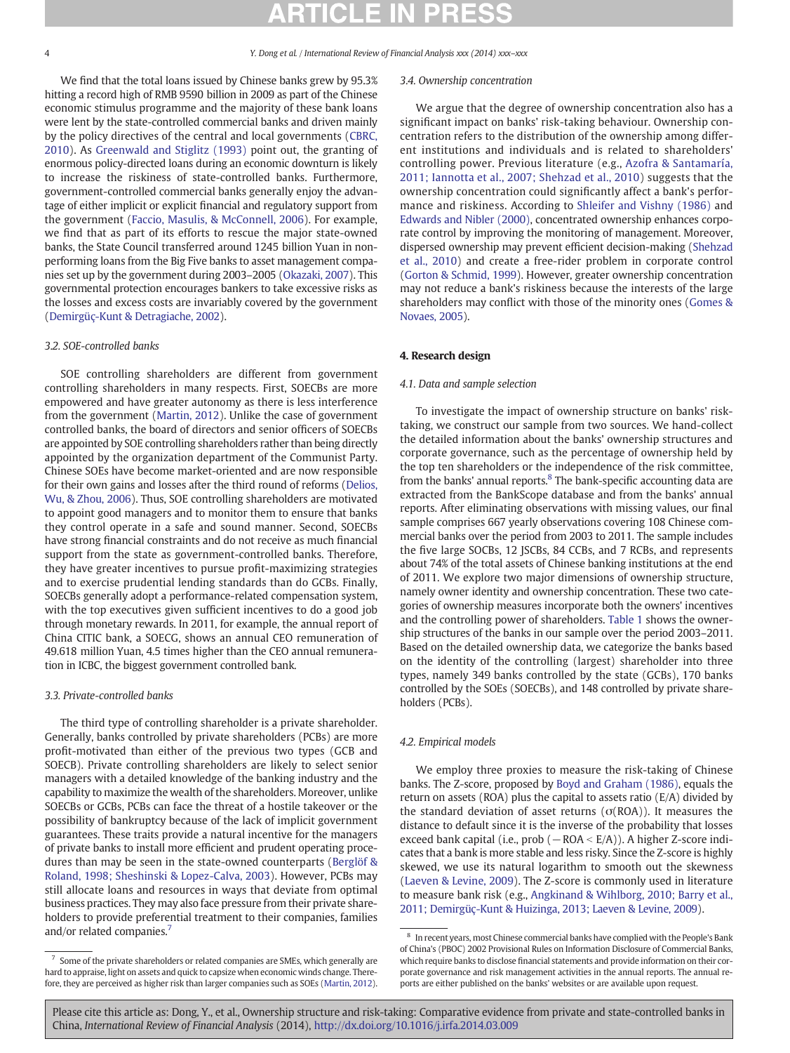We find that the total loans issued by Chinese banks grew by 95.3% hitting a record high of RMB 9590 billion in 2009 as part of the Chinese economic stimulus programme and the majority of these bank loans were lent by the state-controlled commercial banks and driven mainly by the policy directives of the central and local governments (CBRC, 2010). As Greenwald and Stiglitz (1993) point out, the granting of enormous policy-directed loans during an economic downturn is likely to increase the riskiness of state-controlled banks. Furthermore, government-controlled commercial banks generally enjoy the advantage of either implicit or explicit financial and regulatory support from the government (Faccio, Masulis, & McConnell, 2006). For example, we find that as part of its efforts to rescue the major state-owned banks, the State Council transferred around 1245 billion Yuan in non-performing loans from the Big Five banks to asset management companies set up by the government during 2003–2005 (Okazaki, 2007). This governmental protection encourages bankers to take excessive risks as the losses and excess costs are invariably covered by the government (Demirgüç-Kunt & Detragiache, 2002).

### 3.2. SOE-controlled banks

SOE controlling shareholders are different from government controlling shareholders in many respects. First, SOECBs are more empowered and have greater autonomy as there is less interference from the government (Martin, 2012). Unlike the case of government controlled banks, the board of directors and senior officers of SOECBs are appointed by SOE controlling shareholders rather than being directly appointed by the organization department of the Communist Party. Chinese SOEs have become market-oriented and are now responsible for their own gains and losses after the third round of reforms (Delios, Wu, & Zhou, 2006). Thus, SOE controlling shareholders are motivated to appoint good managers and to monitor them to ensure that banks they control operate in a safe and sound manner. Second, SOECBs have strong financial constraints and do not receive as much financial support from the state as government-controlled banks. Therefore, they have greater incentives to pursue profit-maximizing strategies and to exercise prudential lending standards than do GCBs. Finally, SOECBs generally adopt a performance-related compensation system, with the top executives given sufficient incentives to do a good job through monetary rewards. In 2011, for example, the annual report of China CITIC bank, a SOECG, shows an annual CEO remuneration of 49.618 million Yuan, 4.5 times higher than the CEO annual remuneration in ICBC, the biggest government controlled bank.

### 3.3. Private-controlled banks

The third type of controlling shareholder is a private shareholder. Generally, banks controlled by private shareholders (PCBs) are more profit-motivated than either of the previous two types (GCB and SOECB). Private controlling shareholders are likely to select senior managers with a detailed knowledge of the banking industry and the capability to maximize the wealth of the shareholders. Moreover, unlike SOECBs or GCBs, PCBs can face the threat of a hostile takeover or the possibility of bankruptcy because of the lack of implicit government guarantees. These traits provide a natural incentive for the managers of private banks to install more efficient and prudent operating procedures than may be seen in the state-owned counterparts (Berglöf & Roland, 1998; Sheshinski & Lopez-Calva, 2003). However, PCBs may still allocate loans and resources in ways that deviate from optimal business practices. They may also face pressure from their private shareholders to provide preferential treatment to their companies, families and/or related companies.[7]

### 3.4. Ownership concentration

We argue that the degree of ownership concentration also has a significant impact on banks' risk-taking behaviour. Ownership concentration refers to the distribution of the ownership among different institutions and individuals and is related to shareholders' controlling power. Previous literature (e.g., Azofra & Santamaría, 2011; Iannotta et al., 2007; Shehzad et al., 2010) suggests that the ownership concentration could significantly affect a bank's performance and riskiness. According to Shleifer and Vishny (1986) and Edwards and Nibler (2000), concentrated ownership enhances corporate control by improving the monitoring of management. Moreover, dispersed ownership may prevent efficient decision-making (Shehzad et al., 2010) and create a free-rider problem in corporate control (Gorton & Schmid, 1999). However, greater ownership concentration may not reduce a bank's riskiness because the interests of the large shareholders may conflict with those of the minority ones (Gomes & Novaes, 2005).

## 4. Research design

### 4.1. Data and sample selection

To investigate the impact of ownership structure on banks' risk-taking, we construct our sample from two sources. We hand-collect the detailed information about the banks' ownership structures and corporate governance, such as the percentage of ownership held by the top ten shareholders or the independence of the risk committee, from the banks' annual reports.[8] The bank-specific accounting data are extracted from the BankScope database and from the banks' annual reports. After eliminating observations with missing values, our final sample comprises 667 yearly observations covering 108 Chinese commercial banks over the period from 2003 to 2011. The sample includes the five large SOCBs, 12 JSCBs, 84 CCBs, and 7 RCBs, and represents about 74% of the total assets of Chinese banking institutions at the end of 2011. We explore two major dimensions of ownership structure, namely owner identity and ownership concentration. These two categories of ownership measures incorporate both the owners' incentives and the controlling power of shareholders. Table 1 shows the ownership structures of the banks in our sample over the period 2003–2011. Based on the detailed ownership data, we categorize the banks based on the identity of the controlling (largest) shareholder into three types, namely 349 banks controlled by the state (GCBs), 170 banks controlled by the SOEs (SOECBs), and 148 controlled by private shareholders (PCBs).

### 4.2. Empirical models

We employ three proxies to measure the risk-taking of Chinese banks. The Z-score, proposed by Boyd and Graham (1986), equals the return on assets (ROA) plus the capital to assets ratio (E/A) divided by the standard deviation of asset returns ($\sigma$(ROA)). It measures the distance to default since it is the inverse of the probability that losses exceed bank capital (i.e., prob ($-$ROA < E/A)). A higher Z-score indicates that a bank is more stable and less risky. Since the Z-score is highly skewed, we use its natural logarithm to smooth out the skewness (Laeven & Levine, 2009). The Z-score is commonly used in literature to measure bank risk (e.g., Angkinand & Wihlborg, 2010; Barry et al., 2011; Demirgüç-Kunt & Huizinga, 2013; Laeven & Levine, 2009).

---

[7] Some of the private shareholders or related companies are SMEs, which generally are hard to appraise, light on assets and quick to capsize when economic winds change. Therefore, they are perceived as higher risk than larger companies such as SOEs (Martin, 2012).

[8] In recent years, most Chinese commercial banks have complied with the People's Bank of China's (PBOC) 2002 Provisional Rules on Information Disclosure of Commercial Banks, which require banks to disclose financial statements and provide information on their corporate governance and risk management activities in the annual reports. The annual reports are either published on the banks' websites or are available upon request.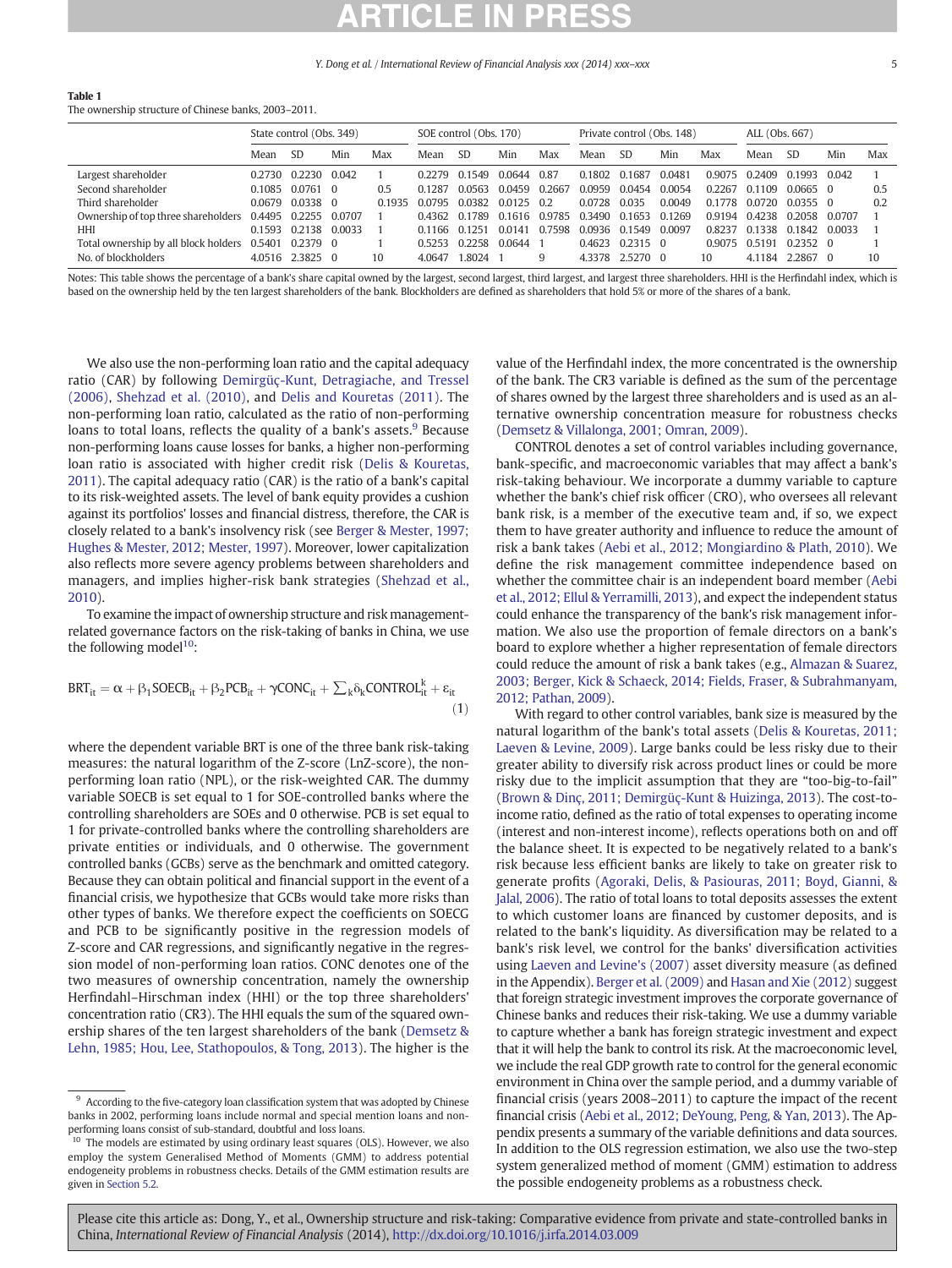**Table 1**
The ownership structure of Chinese banks, 2003–2011.

| | State control (Obs. 349) | | | | SOE control (Obs. 170) | | | | Private control (Obs. 148) | | | | ALL (Obs. 667) | | | |
|---|---|---|---|---|---|---|---|---|---|---|---|---|---|---|---|---|
| | Mean | SD | Min | Max | Mean | SD | Min | Max | Mean | SD | Min | Max | Mean | SD | Min | Max |
| Largest shareholder | 0.2730 | 0.2230 | 0.042 | 1 | 0.2279 | 0.1549 | 0.0644 | 0.87 | 0.1802 | 0.1687 | 0.0481 | 0.9075 | 0.2409 | 0.1993 | 0.042 | 1 |
| Second shareholder | 0.1085 | 0.0761 | 0 | 0.5 | 0.1287 | 0.0563 | 0.0459 | 0.2667 | 0.0959 | 0.0454 | 0.0054 | 0.2267 | 0.1109 | 0.0665 | 0 | 0.5 |
| Third shareholder | 0.0679 | 0.0338 | 0 | 0.1935 | 0.0795 | 0.0382 | 0.0125 | 0.2 | 0.0728 | 0.035 | 0.0049 | 0.1778 | 0.0720 | 0.0355 | 0 | 0.2 |
| Ownership of top three shareholders | 0.4495 | 0.2255 | 0.0707 | 1 | 0.4362 | 0.1789 | 0.1616 | 0.9785 | 0.3490 | 0.1653 | 0.1269 | 0.9194 | 0.4238 | 0.2058 | 0.0707 | 1 |
| HHI | 0.1593 | 0.2138 | 0.0033 | 1 | 0.1166 | 0.1251 | 0.0141 | 0.7598 | 0.0936 | 0.1549 | 0.0097 | 0.8237 | 0.1338 | 0.1842 | 0.0033 | 1 |
| Total ownership by all block holders | 0.5401 | 0.2379 | 0 | 1 | 0.5253 | 0.2258 | 0.0644 | 1 | 0.4623 | 0.2315 | 0 | 0.9075 | 0.5191 | 0.2352 | 0 | 1 |
| No. of blockholders | 4.0516 | 2.3825 | 0 | 10 | 4.0647 | 1.8024 | 1 | 9 | 4.3378 | 2.5270 | 0 | 10 | 4.1184 | 2.2867 | 0 | 10 |

Notes: This table shows the percentage of a bank's share capital owned by the largest, second largest, third largest, and largest three shareholders. HHI is the Herfindahl index, which is based on the ownership held by the ten largest shareholders of the bank. Blockholders are defined as shareholders that hold 5% or more of the shares of a bank.

We also use the non-performing loan ratio and the capital adequacy ratio (CAR) by following Demirgüç-Kunt, Detragiache, and Tressel (2006), Shehzad et al. (2010), and Delis and Kouretas (2011). The non-performing loan ratio, calculated as the ratio of non-performing loans to total loans, reflects the quality of a bank's assets.[9] Because non-performing loans cause losses for banks, a higher non-performing loan ratio is associated with higher credit risk (Delis & Kouretas, 2011). The capital adequacy ratio (CAR) is the ratio of a bank's capital to its risk-weighted assets. The level of bank equity provides a cushion against its portfolios' losses and financial distress, therefore, the CAR is closely related to a bank's insolvency risk (see Berger & Mester, 1997; Hughes & Mester, 2012; Mester, 1997). Moreover, lower capitalization also reflects more severe agency problems between shareholders and managers, and implies higher-risk bank strategies (Shehzad et al., 2010).

To examine the impact of ownership structure and risk management-related governance factors on the risk-taking of banks in China, we use the following model[10]:

$$\mathrm{BRT}_{it} = \alpha + \beta_1 \mathrm{SOECB}_{it} + \beta_2 \mathrm{PCB}_{it} + \gamma \mathrm{CONC}_{it} + \sum\nolimits_k \delta_k \mathrm{CONTROL}_{it}^k + \varepsilon_{it} \tag{1}$$

where the dependent variable BRT is one of the three bank risk-taking measures: the natural logarithm of the Z-score (LnZ-score), the non-performing loan ratio (NPL), or the risk-weighted CAR. The dummy variable SOECB is set equal to 1 for SOE-controlled banks where the controlling shareholders are SOEs and 0 otherwise. PCB is set equal to 1 for private-controlled banks where the controlling shareholders are private entities or individuals, and 0 otherwise. The government controlled banks (GCBs) serve as the benchmark and omitted category. Because they can obtain political and financial support in the event of a financial crisis, we hypothesize that GCBs would take more risks than other types of banks. We therefore expect the coefficients on SOECG and PCB to be significantly positive in the regression models of Z-score and CAR regressions, and significantly negative in the regression model of non-performing loan ratios. CONC denotes one of the two measures of ownership concentration, namely the ownership Herfindahl–Hirschman index (HHI) or the top three shareholders' concentration ratio (CR3). The HHI equals the sum of the squared ownership shares of the ten largest shareholders of the bank (Demsetz & Lehn, 1985; Hou, Lee, Stathopoulos, & Tong, 2013). The higher is the value of the Herfindahl index, the more concentrated is the ownership of the bank. The CR3 variable is defined as the sum of the percentage of shares owned by the largest three shareholders and is used as an alternative ownership concentration measure for robustness checks (Demsetz & Villalonga, 2001; Omran, 2009).

CONTROL denotes a set of control variables including governance, bank-specific, and macroeconomic variables that may affect a bank's risk-taking behaviour. We incorporate a dummy variable to capture whether the bank's chief risk officer (CRO), who oversees all relevant bank risk, is a member of the executive team and, if so, we expect them to have greater authority and influence to reduce the amount of risk a bank takes (Aebi et al., 2012; Mongiardino & Plath, 2010). We define the risk management committee independence based on whether the committee chair is an independent board member (Aebi et al., 2012; Ellul & Yerramilli, 2013), and expect the independent status could enhance the transparency of the bank's risk management information. We also use the proportion of female directors on a bank's board to explore whether a higher representation of female directors could reduce the amount of risk a bank takes (e.g., Almazan & Suarez, 2003; Berger, Kick & Schaeck, 2014; Fields, Fraser, & Subrahmanyam, 2012; Pathan, 2009).

With regard to other control variables, bank size is measured by the natural logarithm of the bank's total assets (Delis & Kouretas, 2011; Laeven & Levine, 2009). Large banks could be less risky due to their greater ability to diversify risk across product lines or could be more risky due to the implicit assumption that they are "too-big-to-fail" (Brown & Dinç, 2011; Demirgüç-Kunt & Huizinga, 2013). The cost-to-income ratio, defined as the ratio of total expenses to operating income (interest and non-interest income), reflects operations both on and off the balance sheet. It is expected to be negatively related to a bank's risk because less efficient banks are likely to take on greater risk to generate profits (Agoraki, Delis, & Pasiouras, 2011; Boyd, Gianni, & Jalal, 2006). The ratio of total loans to total deposits assesses the extent to which customer loans are financed by customer deposits, and is related to the bank's liquidity. As diversification may be related to a bank's risk level, we control for the banks' diversification activities using Laeven and Levine's (2007) asset diversity measure (as defined in the Appendix). Berger et al. (2009) and Hasan and Xie (2012) suggest that foreign strategic investment improves the corporate governance of Chinese banks and reduces their risk-taking. We use a dummy variable to capture whether a bank has foreign strategic investment and expect that it will help the bank to control its risk. At the macroeconomic level, we include the real GDP growth rate to control for the general economic environment in China over the sample period, and a dummy variable of financial crisis (years 2008–2011) to capture the impact of the recent financial crisis (Aebi et al., 2012; DeYoung, Peng, & Yan, 2013). The Appendix presents a summary of the variable definitions and data sources. In addition to the OLS regression estimation, we also use the two-step system generalized method of moment (GMM) estimation to address the possible endogeneity problems as a robustness check.

[9] According to the five-category loan classification system that was adopted by Chinese banks in 2002, performing loans include normal and special mention loans and non-performing loans consist of sub-standard, doubtful and loss loans.

[10] The models are estimated by using ordinary least squares (OLS). However, we also employ the system Generalised Method of Moments (GMM) to address potential endogeneity problems in robustness checks. Details of the GMM estimation results are given in Section 5.2.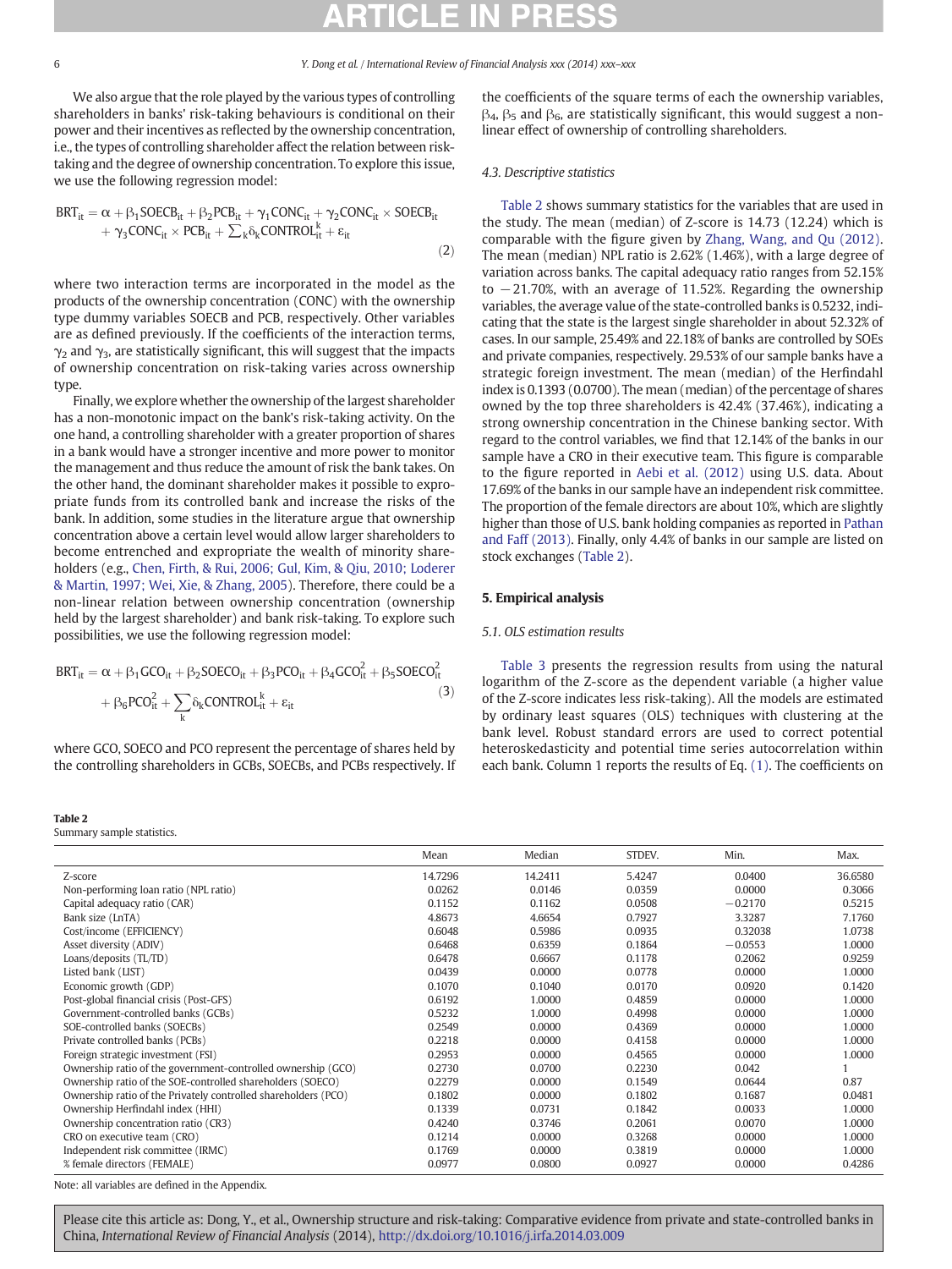We also argue that the role played by the various types of controlling shareholders in banks' risk-taking behaviours is conditional on their power and their incentives as reflected by the ownership concentration, i.e., the types of controlling shareholder affect the relation between risk-taking and the degree of ownership concentration. To explore this issue, we use the following regression model:

$$\mathrm{BRT}_{it} = \alpha + \beta_1 \mathrm{SOECB}_{it} + \beta_2 \mathrm{PCB}_{it} + \gamma_1 \mathrm{CONC}_{it} + \gamma_2 \mathrm{CONC}_{it} \times \mathrm{SOECB}_{it} + \gamma_3 \mathrm{CONC}_{it} \times \mathrm{PCB}_{it} + \sum_k \delta_k \mathrm{CONTROL}^k_{it} + \varepsilon_{it} \quad (2)$$

where two interaction terms are incorporated in the model as the products of the ownership concentration (CONC) with the ownership type dummy variables SOECB and PCB, respectively. Other variables are as defined previously. If the coefficients of the interaction terms, $\gamma_2$ and $\gamma_3$, are statistically significant, this will suggest that the impacts of ownership concentration on risk-taking varies across ownership type.

Finally, we explore whether the ownership of the largest shareholder has a non-monotonic impact on the bank's risk-taking activity. On the one hand, a controlling shareholder with a greater proportion of shares in a bank would have a stronger incentive and more power to monitor the management and thus reduce the amount of risk the bank takes. On the other hand, the dominant shareholder makes it possible to expropriate funds from its controlled bank and increase the risks of the bank. In addition, some studies in the literature argue that ownership concentration above a certain level would allow larger shareholders to become entrenched and expropriate the wealth of minority shareholders (e.g., Chen, Firth, & Rui, 2006; Gul, Kim, & Qiu, 2010; Loderer & Martin, 1997; Wei, Xie, & Zhang, 2005). Therefore, there could be a non-linear relation between ownership concentration (ownership held by the largest shareholder) and bank risk-taking. To explore such possibilities, we use the following regression model:

$$\mathrm{BRT}_{it} = \alpha + \beta_1 \mathrm{GCO}_{it} + \beta_2 \mathrm{SOECO}_{it} + \beta_3 \mathrm{PCO}_{it} + \beta_4 \mathrm{GCO}^2_{it} + \beta_5 \mathrm{SOECO}^2_{it} + \beta_6 \mathrm{PCO}^2_{it} + \sum_k \delta_k \mathrm{CONTROL}^k_{it} + \varepsilon_{it} \quad (3)$$

where GCO, SOECO and PCO represent the percentage of shares held by the controlling shareholders in GCBs, SOECBs, and PCBs respectively. If the coefficients of the square terms of each the ownership variables, $\beta_4$, $\beta_5$ and $\beta_6$, are statistically significant, this would suggest a non-linear effect of ownership of controlling shareholders.

### 4.3. Descriptive statistics

Table 2 shows summary statistics for the variables that are used in the study. The mean (median) of Z-score is 14.73 (12.24) which is comparable with the figure given by Zhang, Wang, and Qu (2012). The mean (median) NPL ratio is 2.62% (1.46%), with a large degree of variation across banks. The capital adequacy ratio ranges from 52.15% to −21.70%, with an average of 11.52%. Regarding the ownership variables, the average value of the state-controlled banks is 0.5232, indicating that the state is the largest single shareholder in about 52.32% of cases. In our sample, 25.49% and 22.18% of banks are controlled by SOEs and private companies, respectively. 29.53% of our sample banks have a strategic foreign investment. The mean (median) of the Herfindahl index is 0.1393 (0.0700). The mean (median) of the percentage of shares owned by the top three shareholders is 42.4% (37.46%), indicating a strong ownership concentration in the Chinese banking sector. With regard to the control variables, we find that 12.14% of the banks in our sample have a CRO in their executive team. This figure is comparable to the figure reported in Aebi et al. (2012) using U.S. data. About 17.69% of the banks in our sample have an independent risk committee. The proportion of the female directors are about 10%, which are slightly higher than those of U.S. bank holding companies as reported in Pathan and Faff (2013). Finally, only 4.4% of banks in our sample are listed on stock exchanges (Table 2).

## 5. Empirical analysis

### 5.1. OLS estimation results

Table 3 presents the regression results from using the natural logarithm of the Z-score as the dependent variable (a higher value of the Z-score indicates less risk-taking). All the models are estimated by ordinary least squares (OLS) techniques with clustering at the bank level. Robust standard errors are used to correct potential heteroskedasticity and potential time series autocorrelation within each bank. Column 1 reports the results of Eq. (1). The coefficients on

**Table 2**
Summary sample statistics.

| | Mean | Median | STDEV. | Min. | Max. |
|---|---|---|---|---|---|
| Z-score | 14.7296 | 14.2411 | 5.4247 | 0.0400 | 36.6580 |
| Non-performing loan ratio (NPL ratio) | 0.0262 | 0.0146 | 0.0359 | 0.0000 | 0.3066 |
| Capital adequacy ratio (CAR) | 0.1152 | 0.1162 | 0.0508 | −0.2170 | 0.5215 |
| Bank size (LnTA) | 4.8673 | 4.6654 | 0.7927 | 3.3287 | 7.1760 |
| Cost/income (EFFICIENCY) | 0.6048 | 0.5986 | 0.0935 | 0.32038 | 1.0738 |
| Asset diversity (ADIV) | 0.6468 | 0.6359 | 0.1864 | −0.0553 | 1.0000 |
| Loans/deposits (TL/TD) | 0.6478 | 0.6667 | 0.1178 | 0.2062 | 0.9259 |
| Listed bank (LIST) | 0.0439 | 0.0000 | 0.0778 | 0.0000 | 1.0000 |
| Economic growth (GDP) | 0.1070 | 0.1040 | 0.0170 | 0.0920 | 0.1420 |
| Post-global financial crisis (Post-GFS) | 0.6192 | 1.0000 | 0.4859 | 0.0000 | 1.0000 |
| Government-controlled banks (GCBs) | 0.5232 | 1.0000 | 0.4998 | 0.0000 | 1.0000 |
| SOE-controlled banks (SOECBs) | 0.2549 | 0.0000 | 0.4369 | 0.0000 | 1.0000 |
| Private controlled banks (PCBs) | 0.2218 | 0.0000 | 0.4158 | 0.0000 | 1.0000 |
| Foreign strategic investment (FSI) | 0.2953 | 0.0000 | 0.4565 | 0.0000 | 1.0000 |
| Ownership ratio of the government-controlled ownership (GCO) | 0.2730 | 0.0700 | 0.2230 | 0.042 | 1 |
| Ownership ratio of the SOE-controlled shareholders (SOECO) | 0.2279 | 0.0000 | 0.1549 | 0.0644 | 0.87 |
| Ownership ratio of the Privately controlled shareholders (PCO) | 0.1802 | 0.0000 | 0.1802 | 0.1687 | 0.0481 |
| Ownership Herfindahl index (HHI) | 0.1339 | 0.0731 | 0.1842 | 0.0033 | 1.0000 |
| Ownership concentration ratio (CR3) | 0.4240 | 0.3746 | 0.2061 | 0.0070 | 1.0000 |
| CRO on executive team (CRO) | 0.1214 | 0.0000 | 0.3268 | 0.0000 | 1.0000 |
| Independent risk committee (IRMC) | 0.1769 | 0.0000 | 0.3819 | 0.0000 | 1.0000 |
| % female directors (FEMALE) | 0.0977 | 0.0800 | 0.0927 | 0.0000 | 0.4286 |

Note: all variables are defined in the Appendix.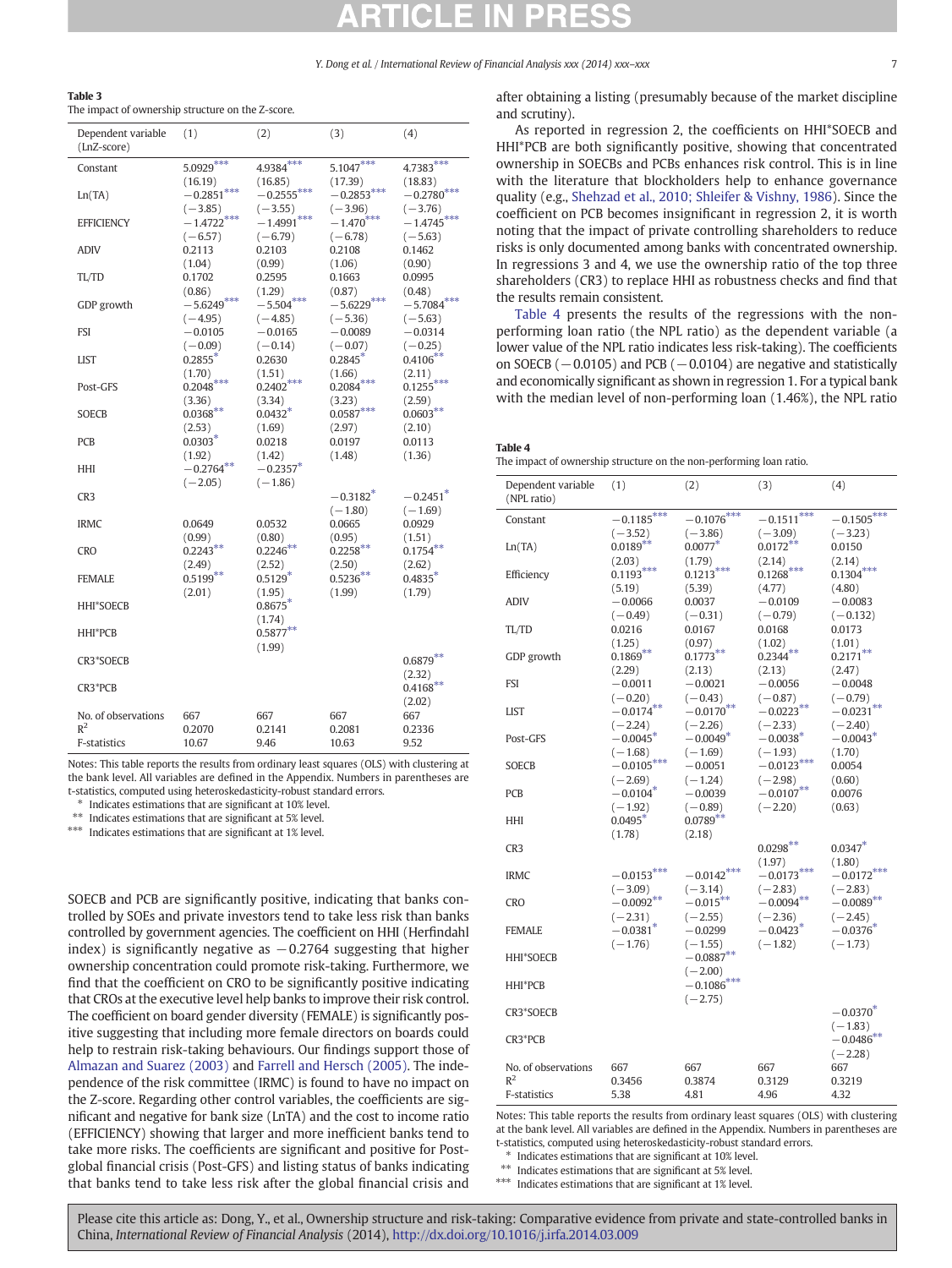**Table 3**
The impact of ownership structure on the Z-score.

| Dependent variable (LnZ-score) | (1) | (2) | (3) | (4) |
|---|---|---|---|---|
| Constant | 5.0929*** | 4.9384*** | 5.1047*** | 4.7383*** |
| | (16.19) | (16.85) | (17.39) | (18.83) |
| Ln(TA) | −0.2851*** | −0.2555*** | −0.2853*** | −0.2780*** |
| | (−3.85) | (−3.55) | (−3.96) | (−3.76) |
| EFFICIENCY | −1.4722*** | −1.4991*** | −1.470*** | −1.4745*** |
| | (−6.57) | (−6.79) | (−6.78) | (−5.63) |
| ADIV | 0.2113 | 0.2103 | 0.2108 | 0.1462 |
| | (1.04) | (0.99) | (1.06) | (0.90) |
| TL/TD | 0.1702 | 0.2595 | 0.1663 | 0.0995 |
| | (0.86) | (1.29) | (0.87) | (0.48) |
| GDP growth | −5.6249*** | −5.504*** | −5.6229*** | −5.7084*** |
| | (−4.95) | (−4.85) | (−5.36) | (−5.63) |
| FSI | −0.0105 | −0.0165 | −0.0089 | −0.0314 |
| | (−0.09) | (−0.14) | (−0.07) | (−0.25) |
| LIST | 0.2855* | 0.2630 | 0.2845* | 0.4106** |
| | (1.70) | (1.51) | (1.66) | (2.11) |
| Post-GFS | 0.2048*** | 0.2402*** | 0.2084*** | 0.1255*** |
| | (3.36) | (3.34) | (3.23) | (2.59) |
| SOECB | 0.0368** | 0.0432* | 0.0587*** | 0.0603** |
| | (2.53) | (1.69) | (2.97) | (2.10) |
| PCB | 0.0303* | 0.0218 | 0.0197 | 0.0113 |
| | (1.92) | (1.42) | (1.48) | (1.36) |
| HHI | −0.2764** | −0.2357* | | |
| | (−2.05) | (−1.86) | | |
| CR3 | | | −0.3182* | −0.2451* |
| | | | (−1.80) | (−1.69) |
| IRMC | 0.0649 | 0.0532 | 0.0665 | 0.0929 |
| | (0.99) | (0.80) | (0.95) | (1.51) |
| CRO | 0.2243** | 0.2246** | 0.2258** | 0.1754** |
| | (2.49) | (2.52) | (2.50) | (2.62) |
| FEMALE | 0.5199** | 0.5129* | 0.5236** | 0.4835* |
| | (2.01) | (1.95) | (1.99) | (1.79) |
| HHI*SOECB | | 0.8675* | | |
| | | (1.74) | | |
| HHI*PCB | | 0.5877** | | |
| | | (1.99) | | |
| CR3*SOECB | | | | 0.6879** |
| | | | | (2.32) |
| CR3*PCB | | | | 0.4168** |
| | | | | (2.02) |
| No. of observations | 667 | 667 | 667 | 667 |
| $R^2$ | 0.2070 | 0.2141 | 0.2081 | 0.2336 |
| F-statistics | 10.67 | 9.46 | 10.63 | 9.52 |

Notes: This table reports the results from ordinary least squares (OLS) with clustering at the bank level. All variables are defined in the Appendix. Numbers in parentheses are t-statistics, computed using heteroskedasticity-robust standard errors.
\* Indicates estimations that are significant at 10% level.
\** Indicates estimations that are significant at 5% level.
\*** Indicates estimations that are significant at 1% level.

SOECB and PCB are significantly positive, indicating that banks controlled by SOEs and private investors tend to take less risk than banks controlled by government agencies. The coefficient on HHI (Herfindahl index) is significantly negative as −0.2764 suggesting that higher ownership concentration could promote risk-taking. Furthermore, we find that the coefficient on CRO to be significantly positive indicating that CROs at the executive level help banks to improve their risk control. The coefficient on board gender diversity (FEMALE) is significantly positive suggesting that including more female directors on boards could help to restrain risk-taking behaviours. Our findings support those of Almazan and Suarez (2003) and Farrell and Hersch (2005). The independence of the risk committee (IRMC) is found to have no impact on the Z-score. Regarding other control variables, the coefficients are significant and negative for bank size (LnTA) and the cost to income ratio (EFFICIENCY) showing that larger and more inefficient banks tend to take more risks. The coefficients are significant and positive for Post-global financial crisis (Post-GFS) and listing status of banks indicating that banks tend to take less risk after the global financial crisis and after obtaining a listing (presumably because of the market discipline and scrutiny).

As reported in regression 2, the coefficients on HHI*SOECB and HHI*PCB are both significantly positive, showing that concentrated ownership in SOECBs and PCBs enhances risk control. This is in line with the literature that blockholders help to enhance governance quality (e.g., Shehzad et al., 2010; Shleifer & Vishny, 1986). Since the coefficient on PCB becomes insignificant in regression 2, it is worth noting that the impact of private controlling shareholders to reduce risks is only documented among banks with concentrated ownership. In regressions 3 and 4, we use the ownership ratio of the top three shareholders (CR3) to replace HHI as robustness checks and find that the results remain consistent.

Table 4 presents the results of the regressions with the non-performing loan ratio (the NPL ratio) as the dependent variable (a lower value of the NPL ratio indicates less risk-taking). The coefficients on SOECB (−0.0105) and PCB (−0.0104) are negative and statistically and economically significant as shown in regression 1. For a typical bank with the median level of non-performing loan (1.46%), the NPL ratio

**Table 4**
The impact of ownership structure on the non-performing loan ratio.

| Dependent variable (NPL ratio) | (1) | (2) | (3) | (4) |
|---|---|---|---|---|
| Constant | −0.1185*** | −0.1076*** | −0.1511*** | −0.1505*** |
| | (−3.52) | (−3.86) | (−3.09) | (−3.23) |
| Ln(TA) | 0.0189** | 0.0077* | 0.0172** | 0.0150 |
| | (2.03) | (1.79) | (2.14) | (2.14) |
| Efficiency | 0.1193*** | 0.1213*** | 0.1268*** | 0.1304*** |
| | (5.19) | (5.39) | (4.77) | (4.80) |
| ADIV | −0.0066 | 0.0037 | −0.0109 | −0.0083 |
| | (−0.49) | (−0.31) | (−0.79) | (−0.132) |
| TL/TD | 0.0216 | 0.0167 | 0.0168 | 0.0173 |
| | (1.25) | (0.97) | (1.02) | (1.01) |
| GDP growth | 0.1869** | 0.1773** | 0.2344** | 0.2171** |
| | (2.29) | (2.13) | (2.13) | (2.47) |
| FSI | −0.0011 | −0.0021 | −0.0056 | −0.0048 |
| | (−0.20) | (−0.43) | (−0.87) | (−0.79) |
| LIST | −0.0174** | −0.0170** | −0.0223** | −0.0231** |
| | (−2.24) | (−2.26) | (−2.33) | (−2.40) |
| Post-GFS | −0.0045* | −0.0049* | −0.0038* | −0.0043* |
| | (−1.68) | (−1.69) | (−1.93) | (1.70) |
| SOECB | −0.0105*** | −0.0051 | −0.0123*** | 0.0054 |
| | (−2.69) | (−1.24) | (−2.98) | (0.60) |
| PCB | −0.0104* | −0.0039 | −0.0107** | 0.0076 |
| | (−1.92) | (−0.89) | (−2.20) | (0.63) |
| HHI | 0.0495* | 0.0789** | | |
| | (1.78) | (2.18) | | |
| CR3 | | | 0.0298** | 0.0347* |
| | | | (1.97) | (1.80) |
| IRMC | −0.0153*** | −0.0142*** | −0.0173*** | −0.0172*** |
| | (−3.09) | (−3.14) | (−2.83) | (−2.83) |
| CRO | −0.0092** | −0.015** | −0.0094** | −0.0089** |
| | (−2.31) | (−2.55) | (−2.36) | (−2.45) |
| FEMALE | −0.0381* | −0.0299 | −0.0423* | −0.0376* |
| | (−1.76) | (−1.55) | (−1.82) | (−1.73) |
| HHI*SOECB | | −0.0887** | | |
| | | (−2.00) | | |
| HHI*PCB | | −0.1086*** | | |
| | | (−2.75) | | |
| CR3*SOECB | | | | −0.0370* |
| | | | | (−1.83) |
| CR3*PCB | | | | −0.0486** |
| | | | | (−2.28) |
| No. of observations | 667 | 667 | 667 | 667 |
| $R^2$ | 0.3456 | 0.3874 | 0.3129 | 0.3219 |
| F-statistics | 5.38 | 4.81 | 4.96 | 4.32 |

Notes: This table reports the results from ordinary least squares (OLS) with clustering at the bank level. All variables are defined in the Appendix. Numbers in parentheses are t-statistics, computed using heteroskedasticity-robust standard errors.
\* Indicates estimations that are significant at 10% level.
\** Indicates estimations that are significant at 5% level.
\*** Indicates estimations that are significant at 1% level.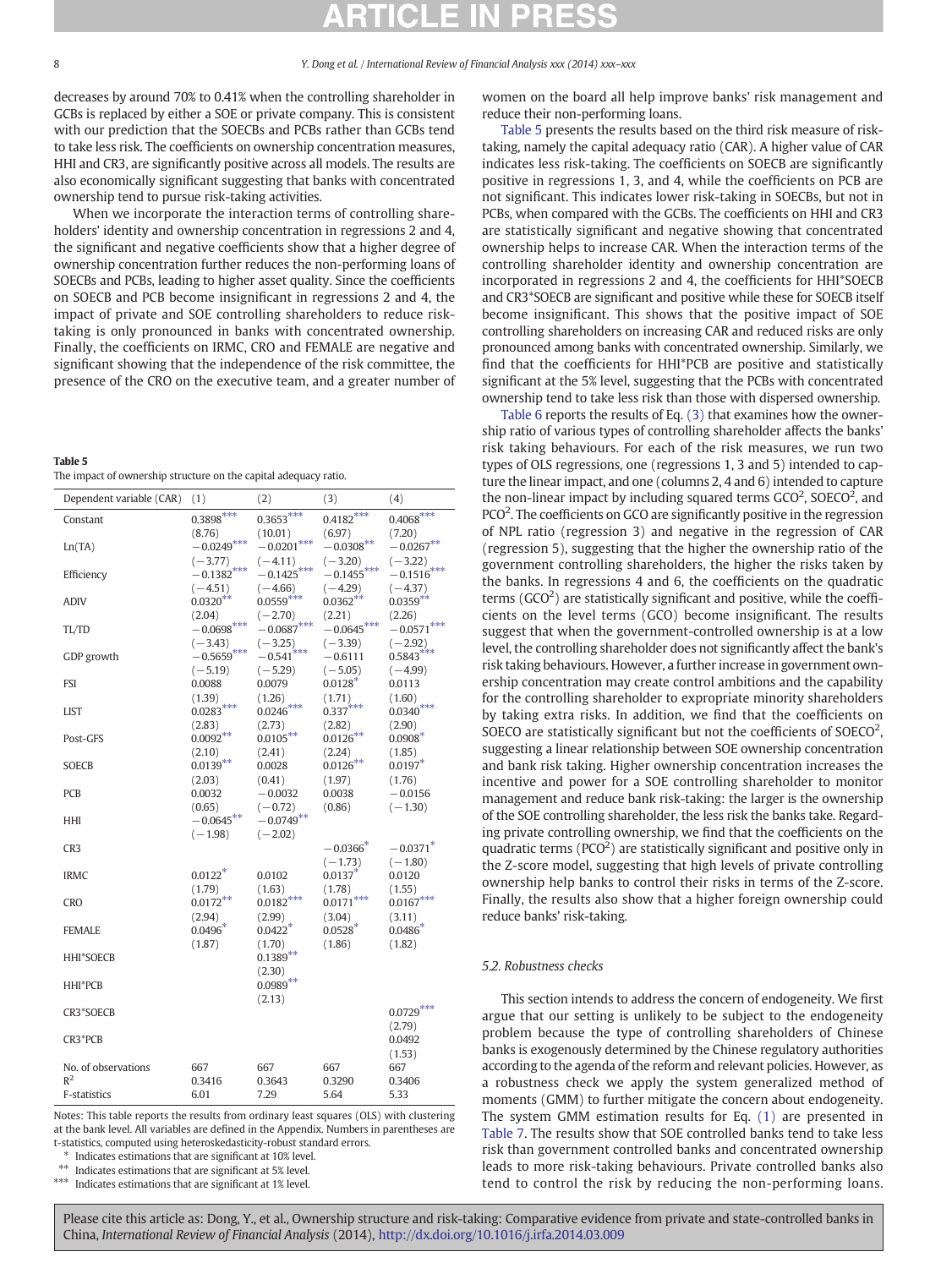decreases by around 70% to 0.41% when the controlling shareholder in GCBs is replaced by either a SOE or private company. This is consistent with our prediction that the SOECBs and PCBs rather than GCBs tend to take less risk. The coefficients on ownership concentration measures, HHI and CR3, are significantly positive across all models. The results are also economically significant suggesting that banks with concentrated ownership tend to pursue risk-taking activities.

When we incorporate the interaction terms of controlling shareholders' identity and ownership concentration in regressions 2 and 4, the significant and negative coefficients show that a higher degree of ownership concentration further reduces the non-performing loans of SOECBs and PCBs, leading to higher asset quality. Since the coefficients on SOECB and PCB become insignificant in regressions 2 and 4, the impact of private and SOE controlling shareholders to reduce risk-taking is only pronounced in banks with concentrated ownership. Finally, the coefficients on IRMC, CRO and FEMALE are negative and significant showing that the independence of the risk committee, the presence of the CRO on the executive team, and a greater number of women on the board all help improve banks' risk management and reduce their non-performing loans.

Table 5 presents the results based on the third risk measure of risk-taking, namely the capital adequacy ratio (CAR). A higher value of CAR indicates less risk-taking. The coefficients on SOECB are significantly positive in regressions 1, 3, and 4, while the coefficients on PCB are not significant. This indicates lower risk-taking in SOECBs, but not in PCBs, when compared with the GCBs. The coefficients on HHI and CR3 are statistically significant and negative showing that concentrated ownership helps to increase CAR. When the interaction terms of the controlling shareholder identity and ownership concentration are incorporated in regressions 2 and 4, the coefficients for HHI*SOECB and CR3*SOECB are significant and positive while these for SOECB itself become insignificant. This shows that the positive impact of SOE controlling shareholders on increasing CAR and reduced risks are only pronounced among banks with concentrated ownership. Similarly, we find that the coefficients for HHI*PCB are positive and statistically significant at the 5% level, suggesting that the PCBs with concentrated ownership tend to take less risk than those with dispersed ownership.

**Table 5**
The impact of ownership structure on the capital adequacy ratio.

| Dependent variable (CAR) | (1) | (2) | (3) | (4) |
|---|---|---|---|---|
| Constant | 0.3898*** | 0.3653*** | 0.4182*** | 0.4068*** |
| | (8.76) | (10.01) | (6.97) | (7.20) |
| Ln(TA) | −0.0249*** | −0.0201*** | −0.0308** | −0.0267** |
| | (−3.77) | (−4.11) | (−3.20) | (−3.22) |
| Efficiency | −0.1382*** | −0.1425*** | −0.1455*** | −0.1516*** |
| | (−4.51) | (−4.66) | (−4.29) | (−4.37) |
| ADIV | 0.0320** | 0.0559*** | 0.0362** | 0.0359** |
| | (2.04) | (−2.70) | (2.21) | (2.26) |
| TL/TD | −0.0698*** | −0.0687*** | −0.0645*** | −0.0571*** |
| | (−3.43) | (−3.25) | (−3.39) | (−2.92) |
| GDP growth | −0.5659*** | −0.541*** | −0.6111 | 0.5843*** |
| | (−5.19) | (−5.29) | (−5.05) | (−4.99) |
| FSI | 0.0088 | 0.0079 | 0.0128* | 0.0113 |
| | (1.39) | (1.26) | (1.71) | (1.60) |
| LIST | 0.0283*** | 0.0246*** | 0.337*** | 0.0340*** |
| | (2.83) | (2.73) | (2.82) | (2.90) |
| Post-GFS | 0.0092** | 0.0105** | 0.0126** | 0.0908* |
| | (2.10) | (2.41) | (2.24) | (1.85) |
| SOECB | 0.0139** | 0.0028 | 0.0126** | 0.0197* |
| | (2.03) | (0.41) | (1.97) | (1.76) |
| PCB | 0.0032 | −0.0032 | 0.0038 | −0.0156 |
| | (0.65) | (−0.72) | (0.86) | (−1.30) |
| HHI | −0.0645** | −0.0749** | | |
| | (−1.98) | (−2.02) | | |
| CR3 | | | −0.0366* | −0.0371* |
| | | | (−1.73) | (−1.80) |
| IRMC | 0.0122* | 0.0102 | 0.0137* | 0.0120 |
| | (1.79) | (1.63) | (1.78) | (1.55) |
| CRO | 0.0172** | 0.0182*** | 0.0171*** | 0.0167*** |
| | (2.94) | (2.99) | (3.04) | (3.11) |
| FEMALE | 0.0496* | 0.0422* | 0.0528* | 0.0486* |
| | (1.87) | (1.70) | (1.86) | (1.82) |
| HHI*SOECB | | 0.1389** | | |
| | | (2.30) | | |
| HHI*PCB | | 0.0989** | | |
| | | (2.13) | | |
| CR3*SOECB | | | | 0.0729*** |
| | | | | (2.79) |
| CR3*PCB | | | | 0.0492 |
| | | | | (1.53) |
| No. of observations | 667 | 667 | 667 | 667 |
| $R^2$ | 0.3416 | 0.3643 | 0.3290 | 0.3406 |
| F-statistics | 6.01 | 7.29 | 5.64 | 5.33 |

Notes: This table reports the results from ordinary least squares (OLS) with clustering at the bank level. All variables are defined in the Appendix. Numbers in parentheses are t-statistics, computed using heteroskedasticity-robust standard errors.
\* Indicates estimations that are significant at 10% level.
\*\* Indicates estimations that are significant at 5% level.
\*\*\* Indicates estimations that are significant at 1% level.

Table 6 reports the results of Eq. (3) that examines how the ownership ratio of various types of controlling shareholder affects the banks' risk taking behaviours. For each of the risk measures, we run two types of OLS regressions, one (regressions 1, 3 and 5) intended to capture the linear impact, and one (columns 2, 4 and 6) intended to capture the non-linear impact by including squared terms $GCO^2$, $SOECO^2$, and $PCO^2$. The coefficients on GCO are significantly positive in the regression of NPL ratio (regression 3) and negative in the regression of CAR (regression 5), suggesting that the higher the ownership ratio of the government controlling shareholders, the higher the risks taken by the banks. In regressions 4 and 6, the coefficients on the quadratic terms ($GCO^2$) are statistically significant and positive, while the coefficients on the level terms (GCO) become insignificant. The results suggest that when the government-controlled ownership is at a low level, the controlling shareholder does not significantly affect the bank's risk taking behaviours. However, a further increase in government ownership concentration may create control ambitions and the capability for the controlling shareholder to expropriate minority shareholders by taking extra risks. In addition, we find that the coefficients on SOECO are statistically significant but not the coefficients of $SOECO^2$, suggesting a linear relationship between SOE ownership concentration and bank risk taking. Higher ownership concentration increases the incentive and power for a SOE controlling shareholder to monitor management and reduce bank risk-taking: the larger is the ownership of the SOE controlling shareholder, the less risk the banks take. Regarding private controlling ownership, we find that the coefficients on the quadratic terms ($PCO^2$) are statistically significant and positive only in the Z-score model, suggesting that high levels of private controlling ownership help banks to control their risks in terms of the Z-score. Finally, the results also show that a higher foreign ownership could reduce banks' risk-taking.

### 5.2. Robustness checks

This section intends to address the concern of endogeneity. We first argue that our setting is unlikely to be subject to the endogeneity problem because the type of controlling shareholders of Chinese banks is exogenously determined by the Chinese regulatory authorities according to the agenda of the reform and relevant policies. However, as a robustness check we apply the system generalized method of moments (GMM) to further mitigate the concern about endogeneity. The system GMM estimation results for Eq. (1) are presented in Table 7. The results show that SOE controlled banks tend to take less risk than government controlled banks and concentrated ownership leads to more risk-taking behaviours. Private controlled banks also tend to control the risk by reducing the non-performing loans.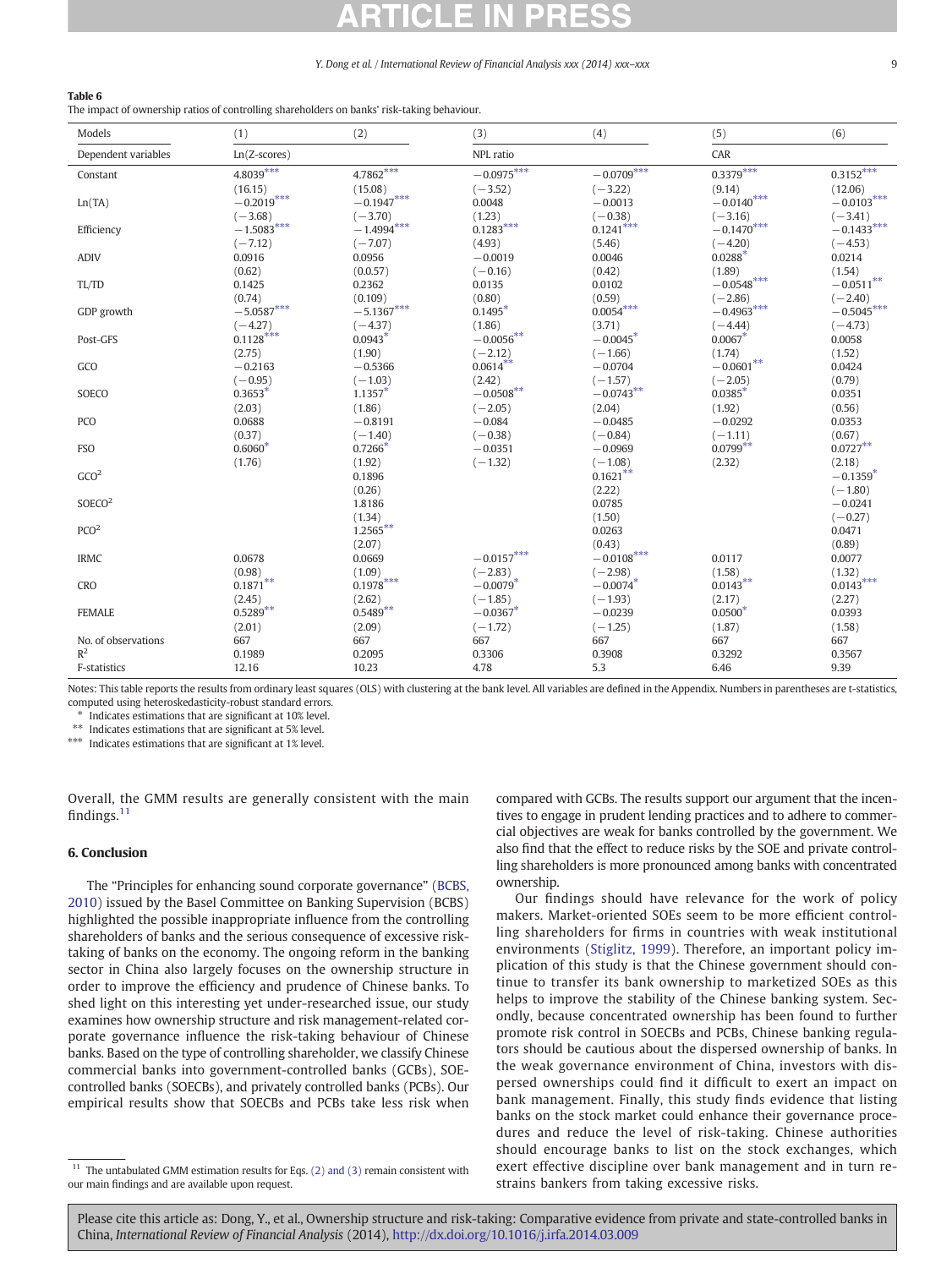**Table 6**
The impact of ownership ratios of controlling shareholders on banks' risk-taking behaviour.

| Models | (1) | (2) | (3) | (4) | (5) | (6) |
|---|---|---|---|---|---|---|
| Dependent variables | Ln(Z-scores) | | NPL ratio | | CAR | |
| Constant | 4.8039*** | 4.7862*** | −0.0975*** | −0.0709*** | 0.3379*** | 0.3152*** |
| | (16.15) | (15.08) | (−3.52) | (−3.22) | (9.14) | (12.06) |
| Ln(TA) | −0.2019*** | −0.1947*** | 0.0048 | −0.0013 | −0.0140*** | −0.0103*** |
| | (−3.68) | (−3.70) | (1.23) | (−0.38) | (−3.16) | (−3.41) |
| Efficiency | −1.5083*** | −1.4994*** | 0.1283*** | 0.1241*** | −0.1470*** | −0.1433*** |
| | (−7.12) | (−7.07) | (4.93) | (5.46) | (−4.20) | (−4.53) |
| ADIV | 0.0916 | 0.0956 | −0.0019 | 0.0046 | 0.0288* | 0.0214 |
| | (0.62) | (0.0.57) | (−0.16) | (0.42) | (1.89) | (1.54) |
| TL/TD | 0.1425 | 0.2362 | 0.0135 | 0.0102 | −0.0548*** | −0.0511** |
| | (0.74) | (0.109) | (0.80) | (0.59) | (−2.86) | (−2.40) |
| GDP growth | −5.0587*** | −5.1367*** | 0.1495* | 0.0054*** | −0.4963*** | −0.5045*** |
| | (−4.27) | (−4.37) | (1.86) | (3.71) | (−4.44) | (−4.73) |
| Post-GFS | 0.1128*** | 0.0943* | −0.0056** | −0.0045* | 0.0067* | 0.0058 |
| | (2.75) | (1.90) | (−2.12) | (−1.66) | (1.74) | (1.52) |
| GCO | −0.2163 | −0.5366 | 0.0614** | −0.0704 | −0.0601** | 0.0424 |
| | (−0.95) | (−1.03) | (2.42) | (−1.57) | (−2.05) | (0.79) |
| SOECO | 0.3653* | 1.1357* | −0.0508** | −0.0743** | 0.0385* | 0.0351 |
| | (2.03) | (1.86) | (−2.05) | (2.04) | (1.92) | (0.56) |
| PCO | 0.0688 | −0.8191 | −0.084 | −0.0485 | −0.0292 | 0.0353 |
| | (0.37) | (−1.40) | (−0.38) | (−0.84) | (−1.11) | (0.67) |
| FSO | 0.6060* | 0.7266* | −0.0351 | −0.0969 | 0.0799** | 0.0727** |
| | (1.76) | (1.92) | (−1.32) | (−1.08) | (2.32) | (2.18) |
| $GCO^2$ | | 0.1896 | | 0.1621** | | −0.1359* |
| | | (0.26) | | (2.22) | | (−1.80) |
| $SOECO^2$ | | 1.8186 | | 0.0785 | | −0.0241 |
| | | (1.34) | | (1.50) | | (−0.27) |
| $PCO^2$ | | 1.2565** | | 0.0263 | | 0.0471 |
| | | (2.07) | | (0.43) | | (0.89) |
| IRMC | 0.0678 | 0.0669 | −0.0157*** | −0.0108*** | 0.0117 | 0.0077 |
| | (0.98) | (1.09) | (−2.83) | (−2.98) | (1.58) | (1.32) |
| CRO | 0.1871** | 0.1978*** | −0.0079* | −0.0074* | 0.0143** | 0.0143*** |
| | (2.45) | (2.62) | (−1.85) | (−1.93) | (2.17) | (2.27) |
| FEMALE | 0.5289** | 0.5489** | −0.0367* | −0.0239 | 0.0500* | 0.0393 |
| | (2.01) | (2.09) | (−1.72) | (−1.25) | (1.87) | (1.58) |
| No. of observations | 667 | 667 | 667 | 667 | 667 | 667 |
| $R^2$ | 0.1989 | 0.2095 | 0.3306 | 0.3908 | 0.3292 | 0.3567 |
| F-statistics | 12.16 | 10.23 | 4.78 | 5.3 | 6.46 | 9.39 |

Notes: This table reports the results from ordinary least squares (OLS) with clustering at the bank level. All variables are defined in the Appendix. Numbers in parentheses are t-statistics, computed using heteroskedasticity-robust standard errors.
\* Indicates estimations that are significant at 10% level.
\*\* Indicates estimations that are significant at 5% level.
\*\*\* Indicates estimations that are significant at 1% level.

Overall, the GMM results are generally consistent with the main findings.[11]

## 6. Conclusion

The "Principles for enhancing sound corporate governance" (BCBS, 2010) issued by the Basel Committee on Banking Supervision (BCBS) highlighted the possible inappropriate influence from the controlling shareholders of banks and the serious consequence of excessive risk-taking of banks on the economy. The ongoing reform in the banking sector in China also largely focuses on the ownership structure in order to improve the efficiency and prudence of Chinese banks. To shed light on this interesting yet under-researched issue, our study examines how ownership structure and risk management-related corporate governance influence the risk-taking behaviour of Chinese banks. Based on the type of controlling shareholder, we classify Chinese commercial banks into government-controlled banks (GCBs), SOE-controlled banks (SOECBs), and privately controlled banks (PCBs). Our empirical results show that SOECBs and PCBs take less risk when compared with GCBs. The results support our argument that the incentives to engage in prudent lending practices and to adhere to commercial objectives are weak for banks controlled by the government. We also find that the effect to reduce risks by the SOE and private controlling shareholders is more pronounced among banks with concentrated ownership.

Our findings should have relevance for the work of policy makers. Market-oriented SOEs seem to be more efficient controlling shareholders for firms in countries with weak institutional environments (Stiglitz, 1999). Therefore, an important policy implication of this study is that the Chinese government should continue to transfer its bank ownership to marketized SOEs as this helps to improve the stability of the Chinese banking system. Secondly, because concentrated ownership has been found to further promote risk control in SOECBs and PCBs, Chinese banking regulators should be cautious about the dispersed ownership of banks. In the weak governance environment of China, investors with dispersed ownerships could find it difficult to exert an impact on bank management. Finally, this study finds evidence that listing banks on the stock market could enhance their governance procedures and reduce the level of risk-taking. Chinese authorities should encourage banks to list on the stock exchanges, which exert effective discipline over bank management and in turn restrains bankers from taking excessive risks.

[11] The untabulated GMM estimation results for Eqs. (2) and (3) remain consistent with our main findings and are available upon request.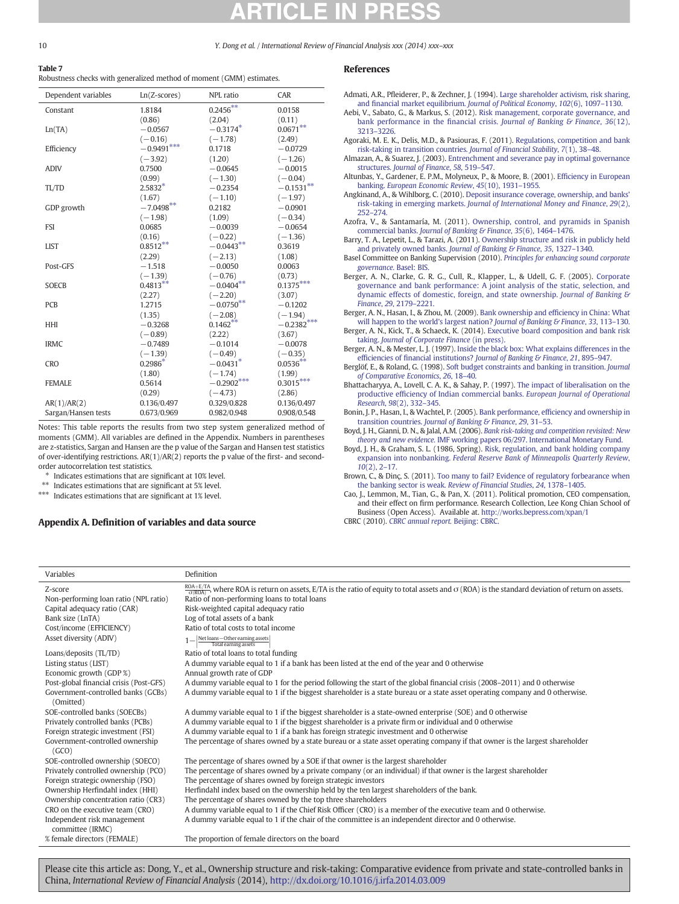**Table 7**
Robustness checks with generalized method of moment (GMM) estimates.

| Dependent variables | Ln(Z-scores) | NPL ratio | CAR |
|---|---|---|---|
| Constant | 1.8184 | 0.2456** | 0.0158 |
| | (0.86) | (2.04) | (0.11) |
| Ln(TA) | −0.0567 | −0.3174* | 0.0671** |
| | (−0.16) | (−1.78) | (2.49) |
| Efficiency | −0.9491*** | 0.1718 | −0.0729 |
| | (−3.92) | (1.20) | (−1.26) |
| ADIV | 0.7500 | −0.0645 | −0.0015 |
| | (0.99) | (−1.30) | (−0.04) |
| TL/TD | 2.5832* | −0.2354 | −0.1531** |
| | (1.67) | (−1.10) | (−1.97) |
| GDP growth | −7.0498** | 0.2182 | −0.0901 |
| | (−1.98) | (1.09) | (−0.34) |
| FSI | 0.0685 | −0.0039 | −0.0654 |
| | (0.16) | (−0.22) | (−1.36) |
| LIST | 0.8512** | −0.0443** | 0.3619 |
| | (2.29) | (−2.13) | (1.08) |
| Post-GFS | −1.518 | −0.0050 | 0.0063 |
| | (−1.39) | (−0.76) | (0.73) |
| SOECB | 0.4813** | −0.0404** | 0.1375*** |
| | (2.27) | (−2.20) | (3.07) |
| PCB | 1.2715 | −0.0750** | −0.1202 |
| | (1.35) | (−2.08) | (−1.94) |
| HHI | −0.3268 | 0.1462** | −0.2382*** |
| | (−0.89) | (2.22) | (3.67) |
| IRMC | −0.7489 | −0.1014 | −0.0078 |
| | (−1.39) | (−0.49) | (−0.35) |
| CRO | 0.2986* | −0.0431* | 0.0536** |
| | (1.80) | (−1.74) | (1.99) |
| FEMALE | 0.5614 | −0.2902*** | 0.3015*** |
| | (0.29) | (−4.73) | (2.86) |
| AR(1)/AR(2) | 0.136/0.497 | 0.329/0.828 | 0.136/0.497 |
| Sargan/Hansen tests | 0.673/0.969 | 0.982/0.948 | 0.908/0.548 |

Notes: This table reports the results from two step system generalized method of moments (GMM). All variables are defined in the Appendix. Numbers in parentheses are z-statistics, Sargan and Hansen are the p value of the Sargan and Hansen test statistics of over-identifying restrictions. AR(1)/AR(2) reports the p value of the first- and second-order autocorrelation test statistics.

\* Indicates estimations that are significant at 10% level.

\*\* Indicates estimations that are significant at 5% level.

\*\*\* Indicates estimations that are significant at 1% level.

## Appendix A. Definition of variables and data source

| Variables | Definition |
|---|---|
| Z-score | $\frac{ROA+E/TA}{\sigma(ROA)}$, where ROA is return on assets, E/TA is the ratio of equity to total assets and σ (ROA) is the standard deviation of return on assets. |
| Non-performing loan ratio (NPL ratio) | Ratio of non-performing loans to total loans |
| Capital adequacy ratio (CAR) | Risk-weighted capital adequacy ratio |
| Bank size (LnTA) | Log of total assets of a bank |
| Cost/income (EFFICIENCY) | Ratio of total costs to total income |
| Asset diversity (ADIV) | $1-\left\lvert\frac{\text{Net loans}-\text{Other earning assets}}{\text{Total earning assets}}\right\rvert$ |
| Loans/deposits (TL/TD) | Ratio of total loans to total funding |
| Listing status (LIST) | A dummy variable equal to 1 if a bank has been listed at the end of the year and 0 otherwise |
| Economic growth (GDP %) | Annual growth rate of GDP |
| Post-global financial crisis (Post-GFS) | A dummy variable equal to 1 for the period following the start of the global financial crisis (2008–2011) and 0 otherwise |
| Government-controlled banks (GCBs) (Omitted) | A dummy variable equal to 1 if the biggest shareholder is a state bureau or a state asset operating company and 0 otherwise. |
| SOE-controlled banks (SOECBs) | A dummy variable equal to 1 if the biggest shareholder is a state-owned enterprise (SOE) and 0 otherwise |
| Privately controlled banks (PCBs) | A dummy variable equal to 1 if the biggest shareholder is a private firm or individual and 0 otherwise |
| Foreign strategic investment (FSI) | A dummy variable equal to 1 if a bank has foreign strategic investment and 0 otherwise |
| Government-controlled ownership (GCO) | The percentage of shares owned by a state bureau or a state asset operating company if that owner is the largest shareholder |
| SOE-controlled ownership (SOECO) | The percentage of shares owned by a SOE if that owner is the largest shareholder |
| Privately controlled ownership (PCO) | The percentage of shares owned by a private company (or an individual) if that owner is the largest shareholder |
| Foreign strategic ownership (FSO) | The percentage of shares owned by foreign strategic investors |
| Ownership Herfindahl index (HHI) | Herfindahl index based on the ownership held by the ten largest shareholders of the bank. |
| Ownership concentration ratio (CR3) | The percentage of shares owned by the top three shareholders |
| CRO on the executive team (CRO) | A dummy variable equal to 1 if the Chief Risk Officer (CRO) is a member of the executive team and 0 otherwise. |
| Independent risk management committee (IRMC) | A dummy variable equal to 1 if the chair of the committee is an independent director and 0 otherwise. |
| % female directors (FEMALE) | The proportion of female directors on the board |

## References

Admati, A.R., Pfleiderer, P., & Zechner, J. (1994). Large shareholder activism, risk sharing, and financial market equilibrium. *Journal of Political Economy*, *102*(6), 1097–1130.

Aebi, V., Sabato, G., & Markus, S. (2012). Risk management, corporate governance, and bank performance in the financial crisis. *Journal of Banking & Finance*, *36*(12), 3213–3226.

Agoraki, M. E. K., Delis, M.D., & Pasiouras, F. (2011). Regulations, competition and bank risk-taking in transition countries. *Journal of Financial Stability*, *7*(1), 38–48.

Almazan, A., & Suarez, J. (2003). Entrenchment and severance pay in optimal governance structures. *Journal of Finance*, *58*, 519–547.

Altunbas, Y., Gardener, E. P.M., Molyneux, P., & Moore, B. (2001). Efficiency in European banking. *European Economic Review*, *45*(10), 1931–1955.

Angkinand, A., & Wihlborg, C. (2010). Deposit insurance coverage, ownership, and banks' risk-taking in emerging markets. *Journal of International Money and Finance*, *29*(2), 252–274.

Azofra, V., & Santamaría, M. (2011). Ownership, control, and pyramids in Spanish commercial banks. *Journal of Banking & Finance*, *35*(6), 1464–1476.

Barry, T. A., Lepetit, L., & Tarazi, A. (2011). Ownership structure and risk in publicly held and privately owned banks. *Journal of Banking & Finance*, *35*, 1327–1340.

Basel Committee on Banking Supervision (2010). *Principles for enhancing sound corporate governance.* Basel: BIS.

Berger, A. N., Clarke, G. R. G., Cull, R., Klapper, L., & Udell, G. F. (2005). Corporate governance and bank performance: A joint analysis of the static, selection, and dynamic effects of domestic, foreign, and state ownership. *Journal of Banking & Finance*, *29*, 2179–2221.

Berger, A. N., Hasan, I., & Zhou, M. (2009). Bank ownership and efficiency in China: What will happen to the world's largest nation? *Journal of Banking & Finance*, *33*, 113–130.

Berger, A. N., Kick, T., & Schaeck, K. (2014). Executive board composition and bank risk taking. *Journal of Corporate Finance* (in press).

Berger, A. N., & Mester, L. J. (1997). Inside the black box: What explains differences in the efficiencies of financial institutions? *Journal of Banking & Finance*, *21*, 895–947.

Berglöf, E., & Roland, G. (1998). Soft budget constraints and banking in transition. *Journal of Comparative Economics*, *26*, 18–40.

Bhattacharyya, A., Lovell, C. A. K., & Sahay, P. (1997). The impact of liberalisation on the productive efficiency of Indian commercial banks. *European Journal of Operational Research*, *98*(2), 332–345.

Bonin, J. P., Hasan, I., & Wachtel, P. (2005). Bank performance, efficiency and ownership in transition countries. *Journal of Banking & Finance*, *29*, 31–53.

Boyd, J. H., Gianni, D. N., & Jalal, A.M. (2006). *Bank risk-taking and competition revisited: New theory and new evidence.* IMF working papers 06/297. International Monetary Fund.

Boyd, J. H., & Graham, S. L. (1986, Spring). Risk, regulation, and bank holding company expansion into nonbanking. *Federal Reserve Bank of Minneapolis Quarterly Review*, *10*(2), 2–17.

Brown, C., & Dinç, S. (2011). Too many to fail? Evidence of regulatory forbearance when the banking sector is weak. *Review of Financial Studies*, *24*, 1378–1405.

Cao, J., Lemmon, M., Tian, G., & Pan, X. (2011). Political promotion, CEO compensation, and their effect on firm performance. Research Collection, Lee Kong Chian School of Business (Open Access). Available at. http://works.bepress.com/xpan/1

CBRC (2010). *CBRC annual report.* Beijing: CBRC.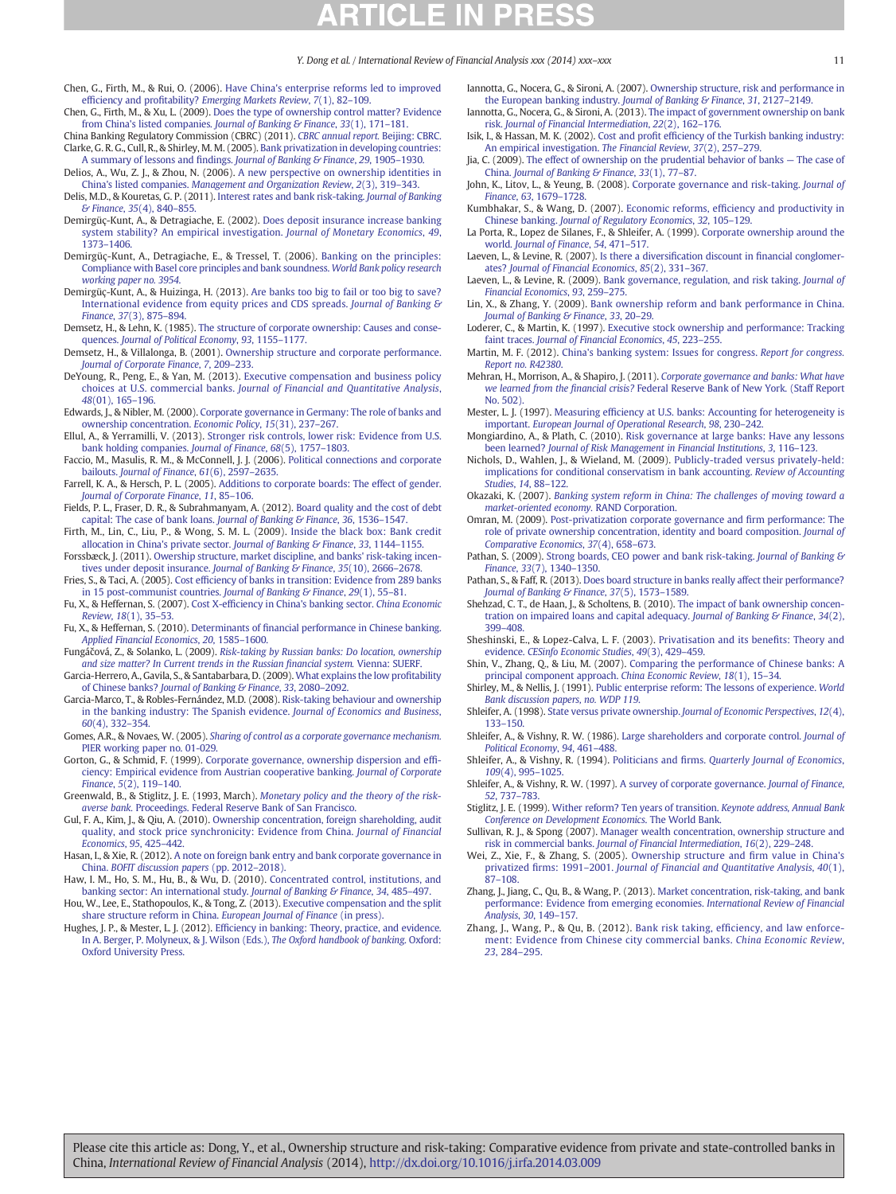Chen, G., Firth, M., & Rui, O. (2006). Have China's enterprise reforms led to improved efficiency and profitability? *Emerging Markets Review*, *7*(1), 82–109.

Chen, G., Firth, M., & Xu, L. (2009). Does the type of ownership control matter? Evidence from China's listed companies. *Journal of Banking & Finance*, *33*(1), 171–181.

China Banking Regulatory Commission (CBRC) (2011). *CBRC annual report*. Beijing: CBRC.

Clarke, G. R. G., Cull, R., & Shirley, M. M. (2005). Bank privatization in developing countries: A summary of lessons and findings. *Journal of Banking & Finance*, *29*, 1905–1930.

Delios, A., Wu, Z. J., & Zhou, N. (2006). A new perspective on ownership identities in China's listed companies. *Management and Organization Review*, *2*(3), 319–343.

Delis, M.D., & Kouretas, G. P. (2011). Interest rates and bank risk-taking. *Journal of Banking & Finance*, *35*(4), 840–855.

Demirgüç-Kunt, A., & Detragiache, E. (2002). Does deposit insurance increase banking system stability? An empirical investigation. *Journal of Monetary Economics*, *49*, 1373–1406.

Demirgüç-Kunt, A., Detragiache, E., & Tressel, T. (2006). Banking on the principles: Compliance with Basel core principles and bank soundness. *World Bank policy research working paper no. 3954*.

Demirgüç-Kunt, A., & Huizinga, H. (2013). Are banks too big to fail or too big to save? International evidence from equity prices and CDS spreads. *Journal of Banking & Finance*, *37*(3), 875–894.

Demsetz, H., & Lehn, K. (1985). The structure of corporate ownership: Causes and consequences. *Journal of Political Economy*, *93*, 1155–1177.

Demsetz, H., & Villalonga, B. (2001). Ownership structure and corporate performance. *Journal of Corporate Finance*, *7*, 209–233.

DeYoung, R., Peng, E., & Yan, M. (2013). Executive compensation and business policy choices at U.S. commercial banks. *Journal of Financial and Quantitative Analysis*, *48*(01), 165–196.

Edwards, J., & Nibler, M. (2000). Corporate governance in Germany: The role of banks and ownership concentration. *Economic Policy*, *15*(31), 237–267.

Ellul, A., & Yerramilli, V. (2013). Stronger risk controls, lower risk: Evidence from U.S. bank holding companies. *Journal of Finance*, *68*(5), 1757–1803.

Faccio, M., Masulis, R. M., & McConnell, J. J. (2006). Political connections and corporate bailouts. *Journal of Finance*, *61*(6), 2597–2635.

Farrell, K. A., & Hersch, P. L. (2005). Additions to corporate boards: The effect of gender. *Journal of Corporate Finance*, *11*, 85–106.

Fields, P. L., Fraser, D. R., & Subrahmanyam, A. (2012). Board quality and the cost of debt capital: The case of bank loans. *Journal of Banking & Finance*, *36*, 1536–1547.

Firth, M., Lin, C., Liu, P., & Wong, S. M. L. (2009). Inside the black box: Bank credit allocation in China's private sector. *Journal of Banking & Finance*, *33*, 1144–1155.

Forssbæck, J. (2011). Ownership structure, market discipline, and banks' risk-taking incentives under deposit insurance. *Journal of Banking & Finance*, *35*(10), 2666–2678.

Fries, S., & Taci, A. (2005). Cost efficiency of banks in transition: Evidence from 289 banks in 15 post-communist countries. *Journal of Banking & Finance*, *29*(1), 55–81.

Fu, X., & Heffernan, S. (2007). Cost X-efficiency in China's banking sector. *China Economic Review*, *18*(1), 35–53.

Fu, X., & Heffernan, S. (2010). Determinants of financial performance in Chinese banking. *Applied Financial Economics*, *20*, 1585–1600.

Fungáčová, Z., & Solanko, L. (2009). *Risk-taking by Russian banks: Do location, ownership and size matter? In Current trends in the Russian financial system.* Vienna: SUERF.

Garcia-Herrero, A., Gavila, S., & Santabarbara, D. (2009). What explains the low profitability of Chinese banks? *Journal of Banking & Finance*, *33*, 2080–2092.

Garcia-Marco, T., & Robles-Fernández, M.D. (2008). Risk-taking behaviour and ownership in the banking industry: The Spanish evidence. *Journal of Economics and Business*, *60*(4), 332–354.

Gomes, A.R., & Novaes, W. (2005). *Sharing of control as a corporate governance mechanism.* PIER working paper no. 01-029.

Gorton, G., & Schmid, F. (1999). Corporate governance, ownership dispersion and efficiency: Empirical evidence from Austrian cooperative banking. *Journal of Corporate Finance*, *5*(2), 119–140.

Greenwald, B., & Stiglitz, J. E. (1993, March). *Monetary policy and the theory of the risk-averse bank.* Proceedings. Federal Reserve Bank of San Francisco.

Gul, F. A., Kim, J., & Qiu, A. (2010). Ownership concentration, foreign shareholding, audit quality, and stock price synchronicity: Evidence from China. *Journal of Financial Economics*, *95*, 425–442.

Hasan, I., & Xie, R. (2012). A note on foreign bank entry and bank corporate governance in China. *BOFIT discussion papers* (pp. 2012–2018).

Haw, I. M., Ho, S. M., Hu, B., & Wu, D. (2010). Concentrated control, institutions, and banking sector: An international study. *Journal of Banking & Finance*, *34*, 485–497.

Hou, W., Lee, E., Stathopoulos, K., & Tong, Z. (2013). Executive compensation and the split share structure reform in China. *European Journal of Finance* (in press).

Hughes, J. P., & Mester, L. J. (2012). Efficiency in banking: Theory, practice, and evidence. In A. Berger, P. Molyneux, & J. Wilson (Eds.), *The Oxford handbook of banking*. Oxford: Oxford University Press.

Iannotta, G., Nocera, G., & Sironi, A. (2007). Ownership structure, risk and performance in the European banking industry. *Journal of Banking & Finance*, *31*, 2127–2149.

Iannotta, G., Nocera, G., & Sironi, A. (2013). The impact of government ownership on bank risk. *Journal of Financial Intermediation*, *22*(2), 162–176.

Isik, I., & Hassan, M. K. (2002). Cost and profit efficiency of the Turkish banking industry: An empirical investigation. *The Financial Review*, *37*(2), 257–279.

Jia, C. (2009). The effect of ownership on the prudential behavior of banks — The case of China. *Journal of Banking & Finance*, *33*(1), 77–87.

John, K., Litov, L., & Yeung, B. (2008). Corporate governance and risk-taking. *Journal of Finance*, *63*, 1679–1728.

Kumbhakar, S., & Wang, D. (2007). Economic reforms, efficiency and productivity in Chinese banking. *Journal of Regulatory Economics*, *32*, 105–129.

La Porta, R., Lopez de Silanes, F., & Shleifer, A. (1999). Corporate ownership around the world. *Journal of Finance*, *54*, 471–517.

Laeven, L., & Levine, R. (2007). Is there a diversification discount in financial conglomerates? *Journal of Financial Economics*, *85*(2), 331–367.

Laeven, L., & Levine, R. (2009). Bank governance, regulation, and risk taking. *Journal of Financial Economics*, *93*, 259–275.

Lin, X., & Zhang, Y. (2009). Bank ownership reform and bank performance in China. *Journal of Banking & Finance*, *33*, 20–29.

Loderer, C., & Martin, K. (1997). Executive stock ownership and performance: Tracking faint traces. *Journal of Financial Economics*, *45*, 223–255.

Martin, M. F. (2012). China's banking system: Issues for congress. *Report for congress. Report no. R42380*.

Mehran, H., Morrison, A., & Shapiro, J. (2011). *Corporate governance and banks: What have we learned from the financial crisis?* Federal Reserve Bank of New York. (Staff Report No. 502).

Mester, L. J. (1997). Measuring efficiency at U.S. banks: Accounting for heterogeneity is important. *European Journal of Operational Research*, *98*, 230–242.

Mongiardino, A., & Plath, C. (2010). Risk governance at large banks: Have any lessons been learned? *Journal of Risk Management in Financial Institutions*, *3*, 116–123.

Nichols, D., Wahlen, J., & Wieland, M. (2009). Publicly-traded versus privately-held: implications for conditional conservatism in bank accounting. *Review of Accounting Studies*, *14*, 88–122.

Okazaki, K. (2007). *Banking system reform in China: The challenges of moving toward a market-oriented economy.* RAND Corporation.

Omran, M. (2009). Post-privatization corporate governance and firm performance: The role of private ownership concentration, identity and board composition. *Journal of Comparative Economics*, *37*(4), 658–673.

Pathan, S. (2009). Strong boards, CEO power and bank risk-taking. *Journal of Banking & Finance*, *33*(7), 1340–1350.

Pathan, S., & Faff, R. (2013). Does board structure in banks really affect their performance? *Journal of Banking & Finance*, *37*(5), 1573–1589.

Shehzad, C. T., de Haan, J., & Scholtens, B. (2010). The impact of bank ownership concentration on impaired loans and capital adequacy. *Journal of Banking & Finance*, *34*(2), 399–408.

Sheshinski, E., & Lopez-Calva, L. F. (2003). Privatisation and its benefits: Theory and evidence. *CESinfo Economic Studies*, *49*(3), 429–459.

Shin, V., Zhang, Q., & Liu, M. (2007). Comparing the performance of Chinese banks: A principal component approach. *China Economic Review*, *18*(1), 15–34.

Shirley, M., & Nellis, J. (1991). Public enterprise reform: The lessons of experience. *World Bank discussion papers, no. WDP 119*.

Shleifer, A. (1998). State versus private ownership. *Journal of Economic Perspectives*, *12*(4), 133–150.

Shleifer, A., & Vishny, R. W. (1986). Large shareholders and corporate control. *Journal of Political Economy*, *94*, 461–488.

Shleifer, A., & Vishny, R. W. (1994). Politicians and firms. *Quarterly Journal of Economics*, *109*(4), 995–1025.

Shleifer, A., & Vishny, R. W. (1997). A survey of corporate governance. *Journal of Finance*, *52*, 737–783.

Stiglitz, J. E. (1999). Wither reform? Ten years of transition. *Keynote address, Annual Bank Conference on Development Economics.* The World Bank.

Sullivan, R. J., & Spong (2007). Manager wealth concentration, ownership structure and risk in commercial banks. *Journal of Financial Intermediation*, *16*(2), 229–248.

Wei, Z., Xie, F., & Zhang, S. (2005). Ownership structure and firm value in China's privatized firms: 1991–2001. *Journal of Financial and Quantitative Analysis*, *40*(1), 87–108.

Zhang, J., Jiang, C., Qu, B., & Wang, P. (2013). Market concentration, risk-taking, and bank performance: Evidence from emerging economies. *International Review of Financial Analysis*, *30*, 149–157.

Zhang, J., Wang, P., & Qu, B. (2012). Bank risk taking, efficiency, and law enforcement: Evidence from Chinese city commercial banks. *China Economic Review*, *23*, 284–295.